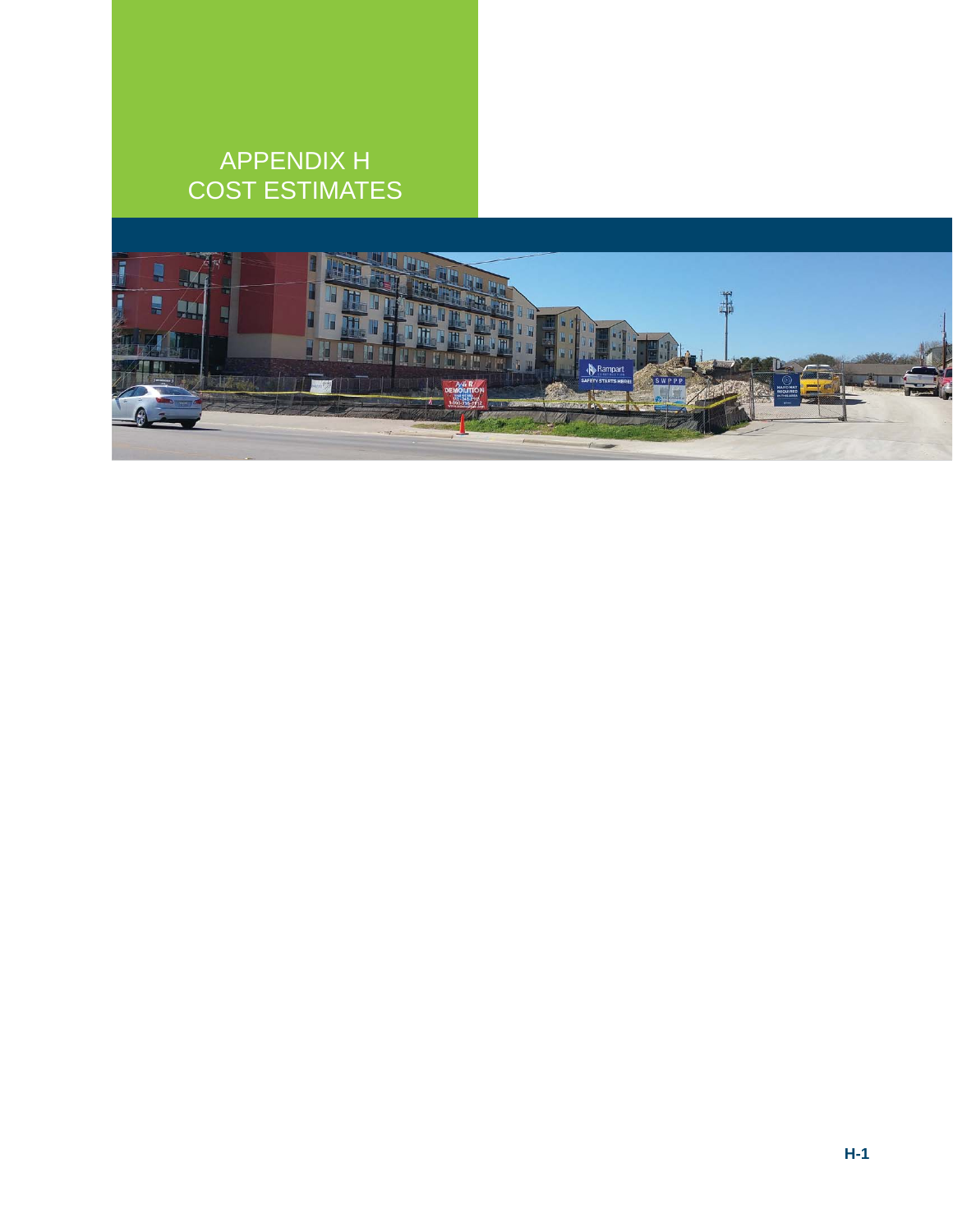# APPENDIX H
# COST ESTIMATES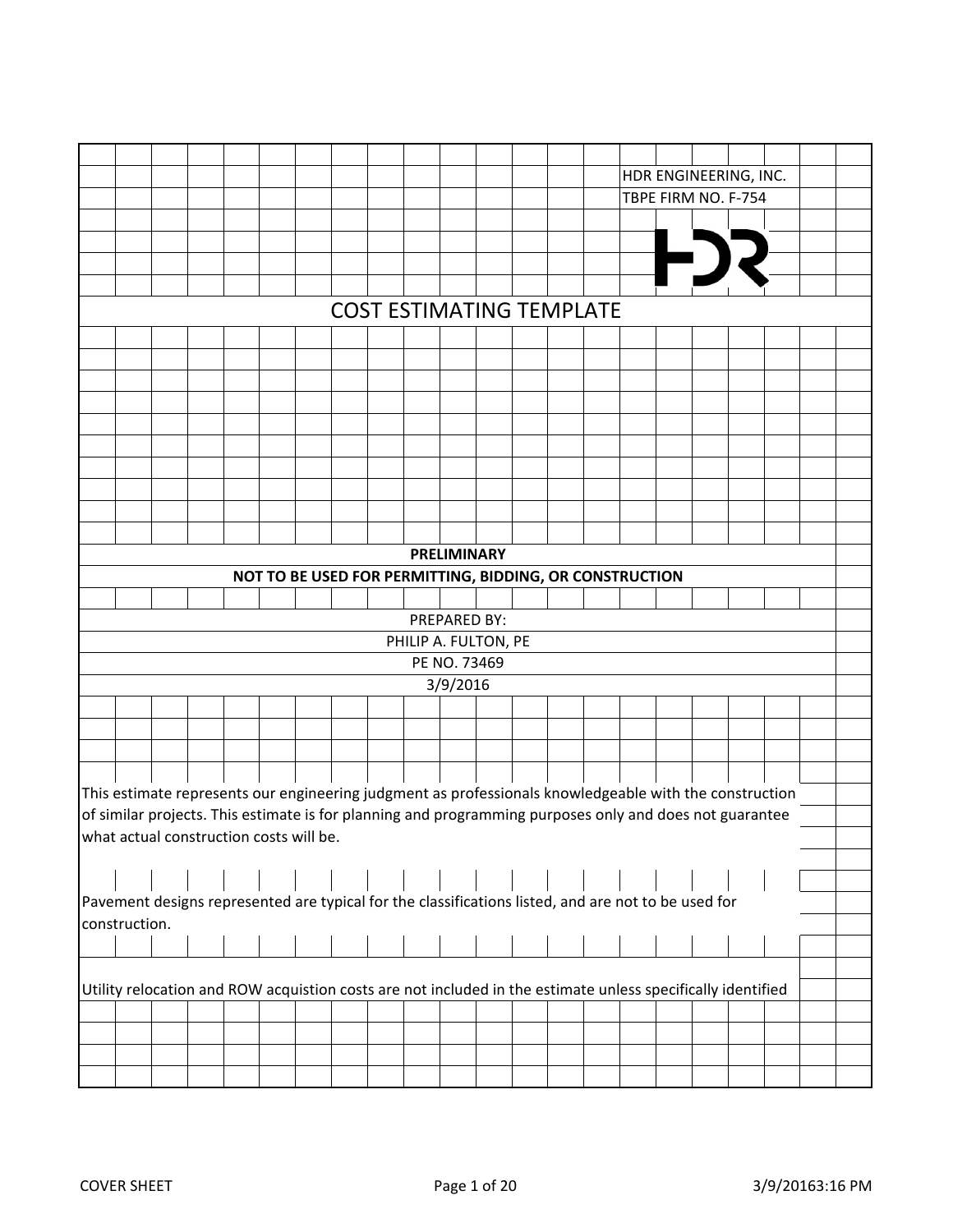HDR ENGINEERING, INC.

TBPE FIRM NO. F-754

# COST ESTIMATING TEMPLATE

**PRELIMINARY**

**NOT TO BE USED FOR PERMITTING, BIDDING, OR CONSTRUCTION**

PREPARED BY:

PHILIP A. FULTON, PE

PE NO. 73469

3/9/2016

This estimate represents our engineering judgment as professionals knowledgeable with the construction of similar projects. This estimate is for planning and programming purposes only and does not guarantee what actual construction costs will be.

Pavement designs represented are typical for the classifications listed, and are not to be used for construction.

Utility relocation and ROW acquistion costs are not included in the estimate unless specifically identified

COVER SHEET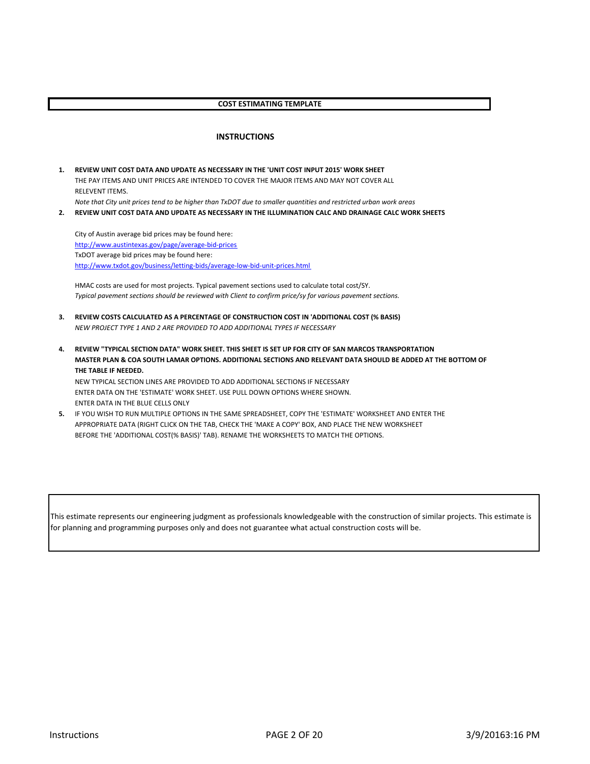**COST ESTIMATING TEMPLATE**

## INSTRUCTIONS

1. **REVIEW UNIT COST DATA AND UPDATE AS NECESSARY IN THE 'UNIT COST INPUT 2015' WORK SHEET**
   THE PAY ITEMS AND UNIT PRICES ARE INTENDED TO COVER THE MAJOR ITEMS AND MAY NOT COVER ALL RELEVENT ITEMS.
   *Note that City unit prices tend to be higher than TxDOT due to smaller quantities and restricted urban work areas*
2. **REVIEW UNIT COST DATA AND UPDATE AS NECESSARY IN THE ILLUMINATION CALC AND DRAINAGE CALC WORK SHEETS**

   City of Austin average bid prices may be found here:
   http://www.austintexas.gov/page/average-bid-prices
   TxDOT average bid prices may be found here:
   http://www.txdot.gov/business/letting-bids/average-low-bid-unit-prices.html

   HMAC costs are used for most projects. Typical pavement sections used to calculate total cost/SY.
   *Typical pavement sections should be reviewed with Client to confirm price/sy for various pavement sections.*

3. **REVIEW COSTS CALCULATED AS A PERCENTAGE OF CONSTRUCTION COST IN 'ADDITIONAL COST (% BASIS)**
   *NEW PROJECT TYPE 1 AND 2 ARE PROVIDED TO ADD ADDITIONAL TYPES IF NECESSARY*

4. **REVIEW "TYPICAL SECTION DATA" WORK SHEET. THIS SHEET IS SET UP FOR CITY OF SAN MARCOS TRANSPORTATION MASTER PLAN & COA SOUTH LAMAR OPTIONS. ADDITIONAL SECTIONS AND RELEVANT DATA SHOULD BE ADDED AT THE BOTTOM OF THE TABLE IF NEEDED.**
   NEW TYPICAL SECTION LINES ARE PROVIDED TO ADD ADDITIONAL SECTIONS IF NECESSARY
   ENTER DATA ON THE 'ESTIMATE' WORK SHEET. USE PULL DOWN OPTIONS WHERE SHOWN.
   ENTER DATA IN THE BLUE CELLS ONLY
5. IF YOU WISH TO RUN MULTIPLE OPTIONS IN THE SAME SPREADSHEET, COPY THE 'ESTIMATE' WORKSHEET AND ENTER THE APPROPRIATE DATA (RIGHT CLICK ON THE TAB, CHECK THE 'MAKE A COPY' BOX, AND PLACE THE NEW WORKSHEET BEFORE THE 'ADDITIONAL COST(% BASIS)' TAB). RENAME THE WORKSHEETS TO MATCH THE OPTIONS.

This estimate represents our engineering judgment as professionals knowledgeable with the construction of similar projects. This estimate is for planning and programming purposes only and does not guarantee what actual construction costs will be.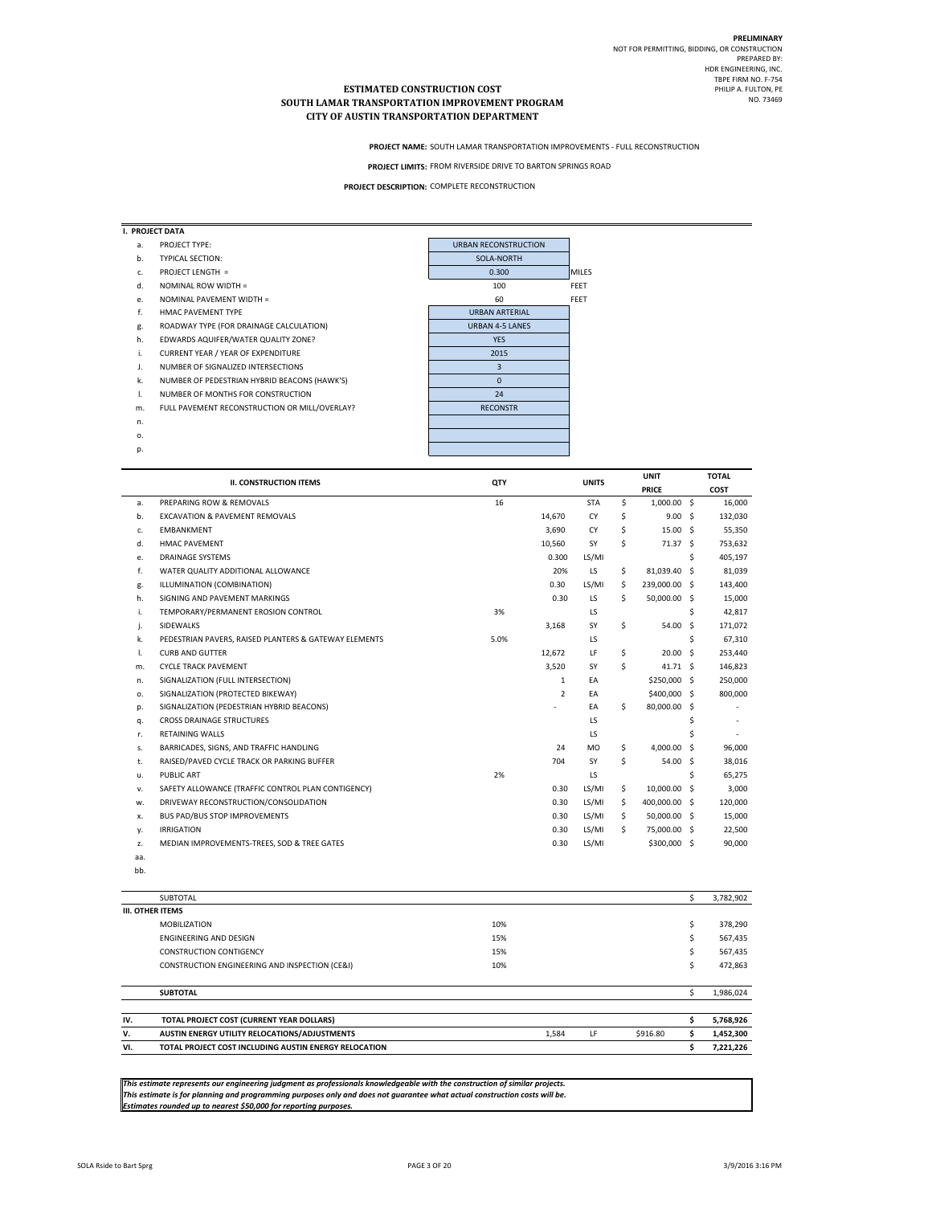**PRELIMINARY**
NOT FOR PERMITTING, BIDDING, OR CONSTRUCTION
PREPARED BY:
HDR ENGINEERING, INC.
TBPE FIRM NO. F-754
PHILIP A. FULTON, PE
NO. 73469

# ESTIMATED CONSTRUCTION COST
## SOUTH LAMAR TRANSPORTATION IMPROVEMENT PROGRAM
## CITY OF AUSTIN TRANSPORTATION DEPARTMENT

**PROJECT NAME:** SOUTH LAMAR TRANSPORTATION IMPROVEMENTS - FULL RECONSTRUCTION

**PROJECT LIMITS:** FROM RIVERSIDE DRIVE TO BARTON SPRINGS ROAD

**PROJECT DESCRIPTION:** COMPLETE RECONSTRUCTION

| **I. PROJECT DATA** | | | |
|---|---|---|---|
| a. | PROJECT TYPE: | URBAN RECONSTRUCTION | |
| b. | TYPICAL SECTION: | SOLA-NORTH | |
| c. | PROJECT LENGTH = | 0.300 | MILES |
| d. | NOMINAL ROW WIDTH = | 100 | FEET |
| e. | NOMINAL PAVEMENT WIDTH = | 60 | FEET |
| f. | HMAC PAVEMENT TYPE | URBAN ARTERIAL | |
| g. | ROADWAY TYPE (FOR DRAINAGE CALCULATION) | URBAN 4-5 LANES | |
| h. | EDWARDS AQUIFER/WATER QUALITY ZONE? | YES | |
| i. | CURRENT YEAR / YEAR OF EXPENDITURE | 2015 | |
| J. | NUMBER OF SIGNALIZED INTERSECTIONS | 3 | |
| k. | NUMBER OF PEDESTRIAN HYBRID BEACONS (HAWK'S) | 0 | |
| l. | NUMBER OF MONTHS FOR CONSTRUCTION | 24 | |
| m. | FULL PAVEMENT RECONSTRUCTION OR MILL/OVERLAY? | RECONSTR | |
| n. | | | |
| o. | | | |
| p. | | | |

| | **II. CONSTRUCTION ITEMS** | **QTY** | | **UNITS** | **UNIT PRICE** | **TOTAL COST** |
|---|---|---|---|---|---|---|
| a. | PREPARING ROW & REMOVALS | 16 | | STA | $ 1,000.00 | $ 16,000 |
| b. | EXCAVATION & PAVEMENT REMOVALS | | 14,670 | CY | $ 9.00 | $ 132,030 |
| c. | EMBANKMENT | | 3,690 | CY | $ 15.00 | $ 55,350 |
| d. | HMAC PAVEMENT | | 10,560 | SY | $ 71.37 | $ 753,632 |
| e. | DRAINAGE SYSTEMS | | 0.300 | LS/MI | | $ 405,197 |
| f. | WATER QUALITY ADDITIONAL ALLOWANCE | | 20% | LS | $ 81,039.40 | $ 81,039 |
| g. | ILLUMINATION (COMBINATION) | | 0.30 | LS/MI | $ 239,000.00 | $ 143,400 |
| h. | SIGNING AND PAVEMENT MARKINGS | | 0.30 | LS | $ 50,000.00 | $ 15,000 |
| i. | TEMPORARY/PERMANENT EROSION CONTROL | 3% | | LS | | $ 42,817 |
| j. | SIDEWALKS | | 3,168 | SY | $ 54.00 | $ 171,072 |
| k. | PEDESTRIAN PAVERS, RAISED PLANTERS & GATEWAY ELEMENTS | 5.0% | | LS | | $ 67,310 |
| l. | CURB AND GUTTER | | 12,672 | LF | $ 20.00 | $ 253,440 |
| m. | CYCLE TRACK PAVEMENT | | 3,520 | SY | $ 41.71 | $ 146,823 |
| n. | SIGNALIZATION (FULL INTERSECTION) | | 1 | EA | $250,000 | $ 250,000 |
| o. | SIGNALIZATION (PROTECTED BIKEWAY) | | 2 | EA | $400,000 | $ 800,000 |
| p. | SIGNALIZATION (PEDESTRIAN HYBRID BEACONS) | | - | EA | $ 80,000.00 | $ - |
| q. | CROSS DRAINAGE STRUCTURES | | | LS | | $ - |
| r. | RETAINING WALLS | | | LS | | $ - |
| s. | BARRICADES, SIGNS, AND TRAFFIC HANDLING | | 24 | MO | $ 4,000.00 | $ 96,000 |
| t. | RAISED/PAVED CYCLE TRACK OR PARKING BUFFER | | 704 | SY | $ 54.00 | $ 38,016 |
| u. | PUBLIC ART | 2% | | LS | | $ 65,275 |
| v. | SAFETY ALLOWANCE (TRAFFIC CONTROL PLAN CONTIGENCY) | | 0.30 | LS/MI | $ 10,000.00 | $ 3,000 |
| w. | DRIVEWAY RECONSTRUCTION/CONSOLIDATION | | 0.30 | LS/MI | $ 400,000.00 | $ 120,000 |
| x. | BUS PAD/BUS STOP IMPROVEMENTS | | 0.30 | LS/MI | $ 50,000.00 | $ 15,000 |
| y. | IRRIGATION | | 0.30 | LS/MI | $ 75,000.00 | $ 22,500 |
| z. | MEDIAN IMPROVEMENTS-TREES, SOD & TREE GATES | | 0.30 | LS/MI | $300,000 | $ 90,000 |
| aa. | | | | | | |
| bb. | | | | | | |
| | SUBTOTAL | | | | | $ 3,782,902 |
| **III. OTHER ITEMS** | | | | | | |
| | MOBILIZATION | 10% | | | | $ 378,290 |
| | ENGINEERING AND DESIGN | 15% | | | | $ 567,435 |
| | CONSTRUCTION CONTIGENCY | 15% | | | | $ 567,435 |
| | CONSTRUCTION ENGINEERING AND INSPECTION (CE&I) | 10% | | | | $ 472,863 |
| | **SUBTOTAL** | | | | | $ 1,986,024 |
| **IV.** | **TOTAL PROJECT COST (CURRENT YEAR DOLLARS)** | | | | | **$ 5,768,926** |
| **V.** | **AUSTIN ENERGY UTILITY RELOCATIONS/ADJUSTMENTS** | | 1,584 | LF | $916.80 | **$ 1,452,300** |
| **VI.** | **TOTAL PROJECT COST INCLUDING AUSTIN ENERGY RELOCATION** | | | | | **$ 7,221,226** |

***This estimate represents our engineering judgment as professionals knowledgeable with the construction of similar projects.***
***This estimate is for planning and programming purposes only and does not guarantee what actual construction costs will be.***
***Estimates rounded up to nearest $50,000 for reporting purposes.***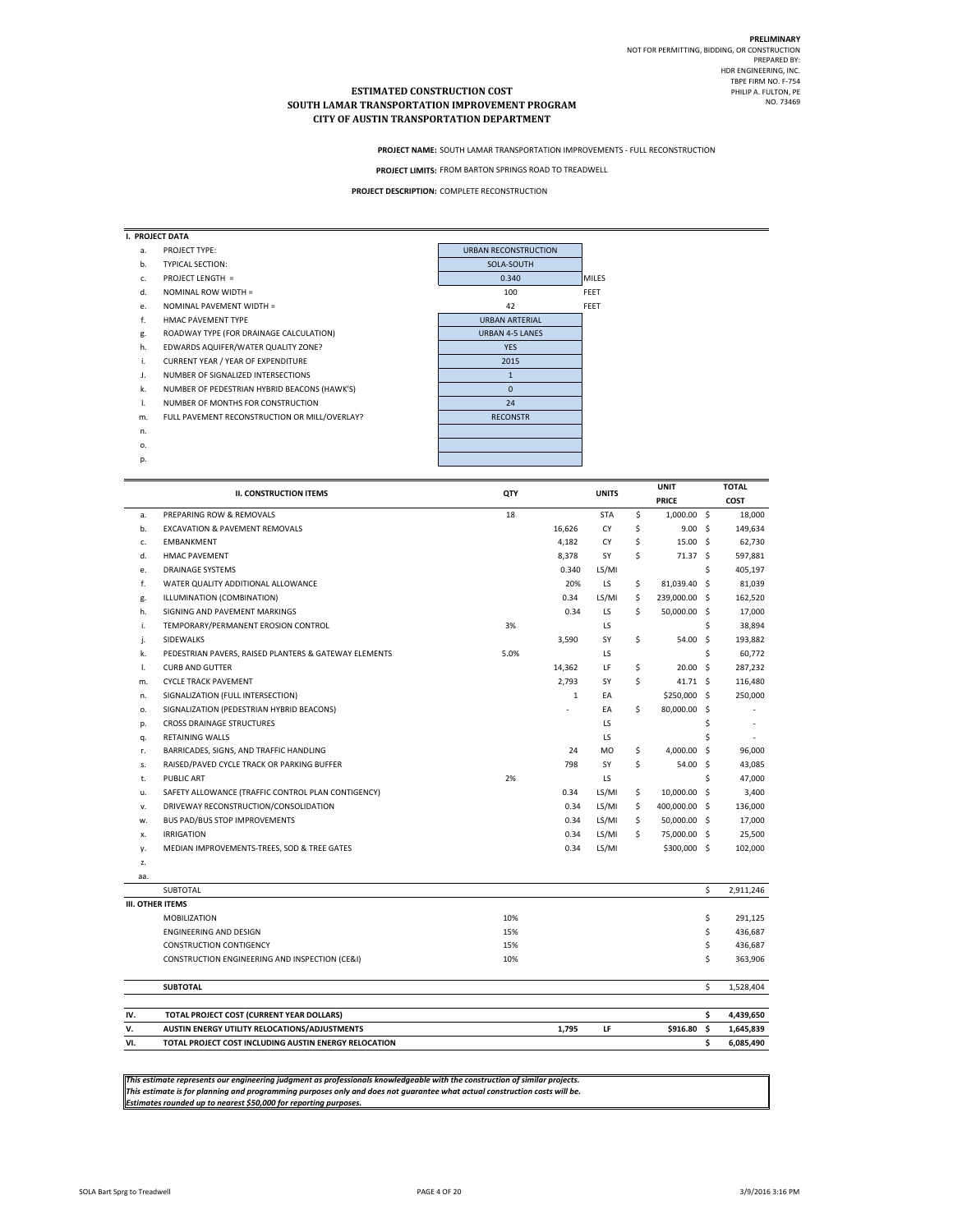**PRELIMINARY**
NOT FOR PERMITTING, BIDDING, OR CONSTRUCTION
PREPARED BY:
HDR ENGINEERING, INC.
TBPE FIRM NO. F-754
PHILIP A. FULTON, PE
NO. 73469

# ESTIMATED CONSTRUCTION COST
## SOUTH LAMAR TRANSPORTATION IMPROVEMENT PROGRAM
## CITY OF AUSTIN TRANSPORTATION DEPARTMENT

**PROJECT NAME:** SOUTH LAMAR TRANSPORTATION IMPROVEMENTS - FULL RECONSTRUCTION

**PROJECT LIMITS:** FROM BARTON SPRINGS ROAD TO TREADWELL

**PROJECT DESCRIPTION:** COMPLETE RECONSTRUCTION

**I. PROJECT DATA**

| | | | |
|---|---|---|---|
| a. | PROJECT TYPE: | URBAN RECONSTRUCTION | |
| b. | TYPICAL SECTION: | SOLA-SOUTH | |
| c. | PROJECT LENGTH = | 0.340 | MILES |
| d. | NOMINAL ROW WIDTH = | 100 | FEET |
| e. | NOMINAL PAVEMENT WIDTH = | 42 | FEET |
| f. | HMAC PAVEMENT TYPE | URBAN ARTERIAL | |
| g. | ROADWAY TYPE (FOR DRAINAGE CALCULATION) | URBAN 4-5 LANES | |
| h. | EDWARDS AQUIFER/WATER QUALITY ZONE? | YES | |
| i. | CURRENT YEAR / YEAR OF EXPENDITURE | 2015 | |
| J. | NUMBER OF SIGNALIZED INTERSECTIONS | 1 | |
| k. | NUMBER OF PEDESTRIAN HYBRID BEACONS (HAWK'S) | 0 | |
| l. | NUMBER OF MONTHS FOR CONSTRUCTION | 24 | |
| m. | FULL PAVEMENT RECONSTRUCTION OR MILL/OVERLAY? | RECONSTR | |
| n. | | | |
| o. | | | |
| p. | | | |

| | II. CONSTRUCTION ITEMS | QTY | | UNITS | UNIT PRICE | TOTAL COST |
|---|---|---|---|---|---|---|
| a. | PREPARING ROW & REMOVALS | 18 | | STA | $ 1,000.00 | $ 18,000 |
| b. | EXCAVATION & PAVEMENT REMOVALS | | 16,626 | CY | $ 9.00 | $ 149,634 |
| c. | EMBANKMENT | | 4,182 | CY | $ 15.00 | $ 62,730 |
| d. | HMAC PAVEMENT | | 8,378 | SY | $ 71.37 | $ 597,881 |
| e. | DRAINAGE SYSTEMS | | 0.340 | LS/MI | | $ 405,197 |
| f. | WATER QUALITY ADDITIONAL ALLOWANCE | | 20% | LS | $ 81,039.40 | $ 81,039 |
| g. | ILLUMINATION (COMBINATION) | | 0.34 | LS/MI | $ 239,000.00 | $ 162,520 |
| h. | SIGNING AND PAVEMENT MARKINGS | | 0.34 | LS | $ 50,000.00 | $ 17,000 |
| i. | TEMPORARY/PERMANENT EROSION CONTROL | 3% | | LS | | $ 38,894 |
| j. | SIDEWALKS | | 3,590 | SY | $ 54.00 | $ 193,882 |
| k. | PEDESTRIAN PAVERS, RAISED PLANTERS & GATEWAY ELEMENTS | 5.0% | | LS | | $ 60,772 |
| l. | CURB AND GUTTER | | 14,362 | LF | $ 20.00 | $ 287,232 |
| m. | CYCLE TRACK PAVEMENT | | 2,793 | SY | $ 41.71 | $ 116,480 |
| n. | SIGNALIZATION (FULL INTERSECTION) | | 1 | EA | $250,000 | $ 250,000 |
| o. | SIGNALIZATION (PEDESTRIAN HYBRID BEACONS) | | - | EA | $ 80,000.00 | $ - |
| p. | CROSS DRAINAGE STRUCTURES | | | LS | | $ - |
| q. | RETAINING WALLS | | | LS | | $ - |
| r. | BARRICADES, SIGNS, AND TRAFFIC HANDLING | | 24 | MO | $ 4,000.00 | $ 96,000 |
| s. | RAISED/PAVED CYCLE TRACK OR PARKING BUFFER | | 798 | SY | $ 54.00 | $ 43,085 |
| t. | PUBLIC ART | 2% | | LS | | $ 47,000 |
| u. | SAFETY ALLOWANCE (TRAFFIC CONTROL PLAN CONTIGENCY) | | 0.34 | LS/MI | $ 10,000.00 | $ 3,400 |
| v. | DRIVEWAY RECONSTRUCTION/CONSOLIDATION | | 0.34 | LS/MI | $ 400,000.00 | $ 136,000 |
| w. | BUS PAD/BUS STOP IMPROVEMENTS | | 0.34 | LS/MI | $ 50,000.00 | $ 17,000 |
| x. | IRRIGATION | | 0.34 | LS/MI | $ 75,000.00 | $ 25,500 |
| y. | MEDIAN IMPROVEMENTS-TREES, SOD & TREE GATES | | 0.34 | LS/MI | $300,000 | $ 102,000 |
| z. | | | | | | |
| aa. | | | | | | |
| | SUBTOTAL | | | | | $ 2,911,246 |
| **III. OTHER ITEMS** | | | | | | |
| | MOBILIZATION | 10% | | | | $ 291,125 |
| | ENGINEERING AND DESIGN | 15% | | | | $ 436,687 |
| | CONSTRUCTION CONTIGENCY | 15% | | | | $ 436,687 |
| | CONSTRUCTION ENGINEERING AND INSPECTION (CE&I) | 10% | | | | $ 363,906 |
| | **SUBTOTAL** | | | | | $ 1,528,404 |
| **IV.** | **TOTAL PROJECT COST (CURRENT YEAR DOLLARS)** | | | | | **$ 4,439,650** |
| **V.** | **AUSTIN ENERGY UTILITY RELOCATIONS/ADJUSTMENTS** | | **1,795** | **LF** | **$916.80** | **$ 1,645,839** |
| **VI.** | **TOTAL PROJECT COST INCLUDING AUSTIN ENERGY RELOCATION** | | | | | **$ 6,085,490** |

***This estimate represents our engineering judgment as professionals knowledgeable with the construction of similar projects.***
***This estimate is for planning and programming purposes only and does not guarantee what actual construction costs will be.***
***Estimates rounded up to nearest $50,000 for reporting purposes.***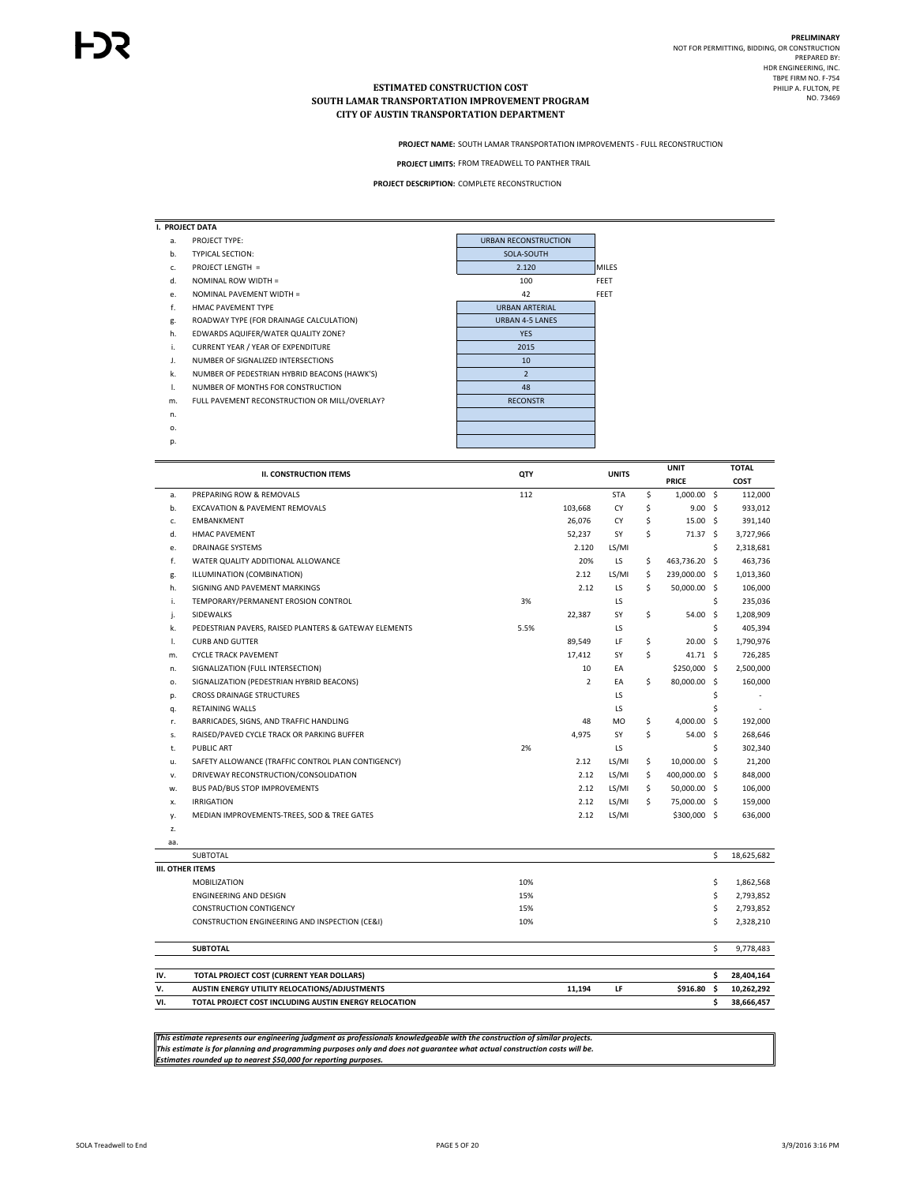**PRELIMINARY**
NOT FOR PERMITTING, BIDDING, OR CONSTRUCTION
PREPARED BY:
HDR ENGINEERING, INC.
TBPE FIRM NO. F-754
PHILIP A. FULTON, PE
NO. 73469

# ESTIMATED CONSTRUCTION COST
## SOUTH LAMAR TRANSPORTATION IMPROVEMENT PROGRAM
## CITY OF AUSTIN TRANSPORTATION DEPARTMENT

**PROJECT NAME:** SOUTH LAMAR TRANSPORTATION IMPROVEMENTS - FULL RECONSTRUCTION

**PROJECT LIMITS:** FROM TREADWELL TO PANTHER TRAIL

**PROJECT DESCRIPTION:** COMPLETE RECONSTRUCTION

| **I. PROJECT DATA** | | | |
|---|---|---|---|
| a. | PROJECT TYPE: | URBAN RECONSTRUCTION | |
| b. | TYPICAL SECTION: | SOLA-SOUTH | |
| c. | PROJECT LENGTH = | 2.120 | MILES |
| d. | NOMINAL ROW WIDTH = | 100 | FEET |
| e. | NOMINAL PAVEMENT WIDTH = | 42 | FEET |
| f. | HMAC PAVEMENT TYPE | URBAN ARTERIAL | |
| g. | ROADWAY TYPE (FOR DRAINAGE CALCULATION) | URBAN 4-5 LANES | |
| h. | EDWARDS AQUIFER/WATER QUALITY ZONE? | YES | |
| i. | CURRENT YEAR / YEAR OF EXPENDITURE | 2015 | |
| J. | NUMBER OF SIGNALIZED INTERSECTIONS | 10 | |
| k. | NUMBER OF PEDESTRIAN HYBRID BEACONS (HAWK'S) | 2 | |
| l. | NUMBER OF MONTHS FOR CONSTRUCTION | 48 | |
| m. | FULL PAVEMENT RECONSTRUCTION OR MILL/OVERLAY? | RECONSTR | |
| n. | | | |
| o. | | | |
| p. | | | |

| | II. CONSTRUCTION ITEMS | QTY | | UNITS | UNIT PRICE | TOTAL COST |
|---|---|---|---|---|---|---|
| a. | PREPARING ROW & REMOVALS | 112 | | STA | $ 1,000.00 | $ 112,000 |
| b. | EXCAVATION & PAVEMENT REMOVALS | | 103,668 | CY | $ 9.00 | $ 933,012 |
| c. | EMBANKMENT | | 26,076 | CY | $ 15.00 | $ 391,140 |
| d. | HMAC PAVEMENT | | 52,237 | SY | $ 71.37 | $ 3,727,966 |
| e. | DRAINAGE SYSTEMS | | 2.120 | LS/MI | | $ 2,318,681 |
| f. | WATER QUALITY ADDITIONAL ALLOWANCE | | 20% | LS | $ 463,736.20 | $ 463,736 |
| g. | ILLUMINATION (COMBINATION) | | 2.12 | LS/MI | $ 239,000.00 | $ 1,013,360 |
| h. | SIGNING AND PAVEMENT MARKINGS | | 2.12 | LS | $ 50,000.00 | $ 106,000 |
| i. | TEMPORARY/PERMANENT EROSION CONTROL | 3% | | LS | | $ 235,036 |
| j. | SIDEWALKS | | 22,387 | SY | $ 54.00 | $ 1,208,909 |
| k. | PEDESTRIAN PAVERS, RAISED PLANTERS & GATEWAY ELEMENTS | 5.5% | | LS | | $ 405,394 |
| l. | CURB AND GUTTER | | 89,549 | LF | $ 20.00 | $ 1,790,976 |
| m. | CYCLE TRACK PAVEMENT | | 17,412 | SY | $ 41.71 | $ 726,285 |
| n. | SIGNALIZATION (FULL INTERSECTION) | | 10 | EA | $250,000 | $ 2,500,000 |
| o. | SIGNALIZATION (PEDESTRIAN HYBRID BEACONS) | | 2 | EA | $ 80,000.00 | $ 160,000 |
| p. | CROSS DRAINAGE STRUCTURES | | | LS | | $ - |
| q. | RETAINING WALLS | | | LS | | $ - |
| r. | BARRICADES, SIGNS, AND TRAFFIC HANDLING | | 48 | MO | $ 4,000.00 | $ 192,000 |
| s. | RAISED/PAVED CYCLE TRACK OR PARKING BUFFER | | 4,975 | SY | $ 54.00 | $ 268,646 |
| t. | PUBLIC ART | 2% | | LS | | $ 302,340 |
| u. | SAFETY ALLOWANCE (TRAFFIC CONTROL PLAN CONTIGENCY) | | 2.12 | LS/MI | $ 10,000.00 | $ 21,200 |
| v. | DRIVEWAY RECONSTRUCTION/CONSOLIDATION | | 2.12 | LS/MI | $ 400,000.00 | $ 848,000 |
| w. | BUS PAD/BUS STOP IMPROVEMENTS | | 2.12 | LS/MI | $ 50,000.00 | $ 106,000 |
| x. | IRRIGATION | | 2.12 | LS/MI | $ 75,000.00 | $ 159,000 |
| y. | MEDIAN IMPROVEMENTS-TREES, SOD & TREE GATES | | 2.12 | LS/MI | $300,000 | $ 636,000 |
| z. | | | | | | |
| aa. | | | | | | |
| | SUBTOTAL | | | | | $ 18,625,682 |
| **III. OTHER ITEMS** | | | | | | |
| | MOBILIZATION | 10% | | | | $ 1,862,568 |
| | ENGINEERING AND DESIGN | 15% | | | | $ 2,793,852 |
| | CONSTRUCTION CONTIGENCY | 15% | | | | $ 2,793,852 |
| | CONSTRUCTION ENGINEERING AND INSPECTION (CE&I) | 10% | | | | $ 2,328,210 |
| | **SUBTOTAL** | | | | | $ 9,778,483 |
| **IV.** | **TOTAL PROJECT COST (CURRENT YEAR DOLLARS)** | | | | | **$ 28,404,164** |
| **V.** | **AUSTIN ENERGY UTILITY RELOCATIONS/ADJUSTMENTS** | | **11,194** | **LF** | **$916.80** | **$ 10,262,292** |
| **VI.** | **TOTAL PROJECT COST INCLUDING AUSTIN ENERGY RELOCATION** | | | | | **$ 38,666,457** |

***This estimate represents our engineering judgment as professionals knowledgeable with the construction of similar projects.***
***This estimate is for planning and programming purposes only and does not guarantee what actual construction costs will be.***
***Estimates rounded up to nearest $50,000 for reporting purposes.***

SOLA Treadwell to End

3/9/2016 3:16 PM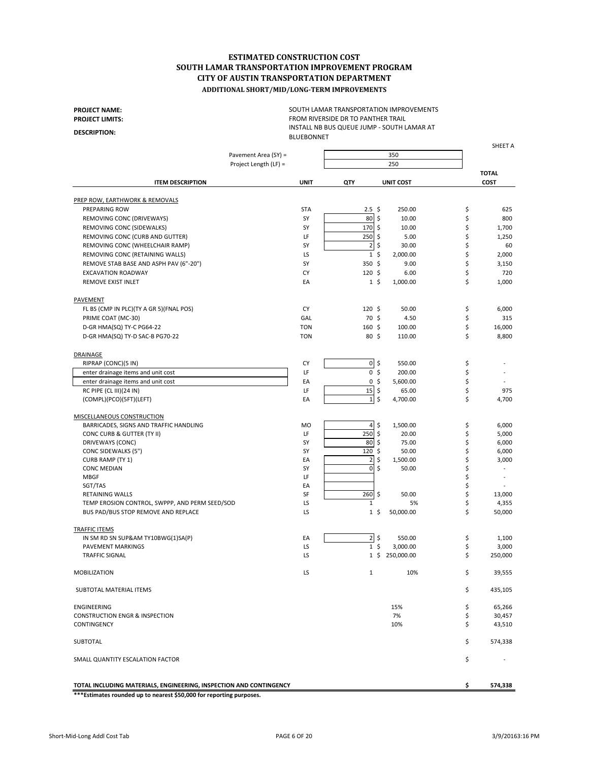# ESTIMATED CONSTRUCTION COST
# SOUTH LAMAR TRANSPORTATION IMPROVEMENT PROGRAM
# CITY OF AUSTIN TRANSPORTATION DEPARTMENT
## ADDITIONAL SHORT/MID/LONG-TERM IMPROVEMENTS

**PROJECT NAME:** SOUTH LAMAR TRANSPORTATION IMPROVEMENTS
**PROJECT LIMITS:** FROM RIVERSIDE DR TO PANTHER TRAIL
**DESCRIPTION:** INSTALL NB BUS QUEUE JUMP - SOUTH LAMAR AT BLUEBONNET

SHEET A

Pavement Area (SY) = 350
Project Length (LF) = 250

| ITEM DESCRIPTION | UNIT | QTY | UNIT COST | TOTAL COST |
|---|---|---|---|---|
| PREP ROW, EARTHWORK & REMOVALS | | | | |
| PREPARING ROW | STA | 2.5 | $ 250.00 | $ 625 |
| REMOVING CONC (DRIVEWAYS) | SY | 80 | $ 10.00 | $ 800 |
| REMOVING CONC (SIDEWALKS) | SY | 170 | $ 10.00 | $ 1,700 |
| REMOVING CONC (CURB AND GUTTER) | LF | 250 | $ 5.00 | $ 1,250 |
| REMOVING CONC (WHEELCHAIR RAMP) | SY | 2 | $ 30.00 | $ 60 |
| REMOVING CONC (RETAINING WALLS) | LS | 1 | $ 2,000.00 | $ 2,000 |
| REMOVE STAB BASE AND ASPH PAV (6"-20") | SY | 350 | $ 9.00 | $ 3,150 |
| EXCAVATION ROADWAY | CY | 120 | $ 6.00 | $ 720 |
| REMOVE EXIST INLET | EA | 1 | $ 1,000.00 | $ 1,000 |
| PAVEMENT | | | | |
| FL BS (CMP IN PLC)(TY A GR 5)(FNAL POS) | CY | 120 | $ 50.00 | $ 6,000 |
| PRIME COAT (MC-30) | GAL | 70 | $ 4.50 | $ 315 |
| D-GR HMA(SQ) TY-C PG64-22 | TON | 160 | $ 100.00 | $ 16,000 |
| D-GR HMA(SQ) TY-D SAC-B PG70-22 | TON | 80 | $ 110.00 | $ 8,800 |
| DRAINAGE | | | | |
| RIPRAP (CONC)(5 IN) | CY | 0 | $ 550.00 | $ - |
| enter drainage items and unit cost | LF | 0 | $ 200.00 | $ - |
| enter drainage items and unit cost | EA | 0 | $ 5,600.00 | $ - |
| RC PIPE (CL III)(24 IN) | LF | 15 | $ 65.00 | $ 975 |
| (COMPL)(PCO)(5FT)(LEFT) | EA | 1 | $ 4,700.00 | $ 4,700 |
| MISCELLANEOUS CONSTRUCTION | | | | |
| BARRICADES, SIGNS AND TRAFFIC HANDLING | MO | 4 | $ 1,500.00 | $ 6,000 |
| CONC CURB & GUTTER (TY II) | LF | 250 | $ 20.00 | $ 5,000 |
| DRIVEWAYS (CONC) | SY | 80 | $ 75.00 | $ 6,000 |
| CONC SIDEWALKS (5") | SY | 120 | $ 50.00 | $ 6,000 |
| CURB RAMP (TY 1) | EA | 2 | $ 1,500.00 | $ 3,000 |
| CONC MEDIAN | SY | 0 | $ 50.00 | $ - |
| MBGF | LF | | | $ - |
| SGT/TAS | EA | | | $ - |
| RETAINING WALLS | SF | 260 | $ 50.00 | $ 13,000 |
| TEMP EROSION CONTROL, SWPPP, AND PERM SEED/SOD | LS | 1 | 5% | $ 4,355 |
| BUS PAD/BUS STOP REMOVE AND REPLACE | LS | 1 | $ 50,000.00 | $ 50,000 |
| TRAFFIC ITEMS | | | | |
| IN SM RD SN SUP&AM TY10BWG(1)SA(P) | EA | 2 | $ 550.00 | $ 1,100 |
| PAVEMENT MARKINGS | LS | 1 | $ 3,000.00 | $ 3,000 |
| TRAFFIC SIGNAL | LS | 1 | $ 250,000.00 | $ 250,000 |
| MOBILIZATION | LS | 1 | 10% | $ 39,555 |
| SUBTOTAL MATERIAL ITEMS | | | | $ 435,105 |
| ENGINEERING | | | 15% | $ 65,266 |
| CONSTRUCTION ENGR & INSPECTION | | | 7% | $ 30,457 |
| CONTINGENCY | | | 10% | $ 43,510 |
| SUBTOTAL | | | | $ 574,338 |
| SMALL QUANTITY ESCALATION FACTOR | | | | $ - |
| **TOTAL INCLUDING MATERIALS, ENGINEERING, INSPECTION AND CONTINGENCY** | | | | **$ 574,338** |

**\*\*\*Estimates rounded up to nearest $50,000 for reporting purposes.**

Short-Mid-Long Addl Cost Tab — 3/9/2016 3:16 PM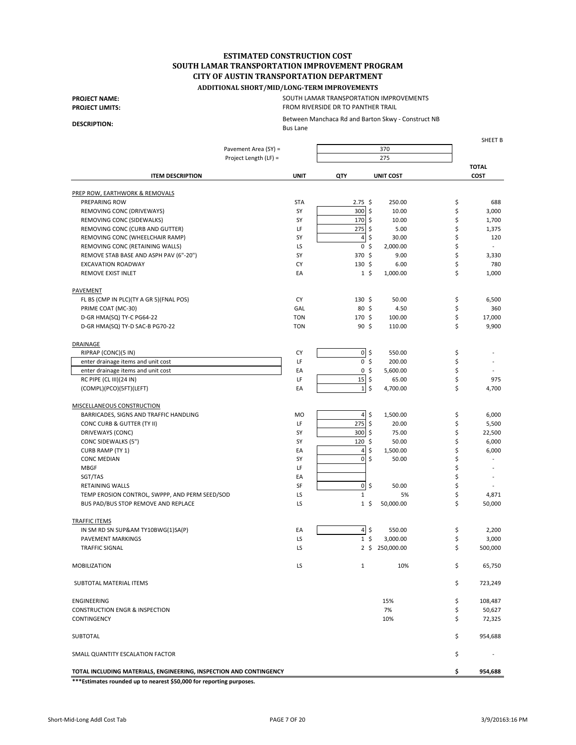# ESTIMATED CONSTRUCTION COST
## SOUTH LAMAR TRANSPORTATION IMPROVEMENT PROGRAM
## CITY OF AUSTIN TRANSPORTATION DEPARTMENT
### ADDITIONAL SHORT/MID/LONG-TERM IMPROVEMENTS

**PROJECT NAME:** SOUTH LAMAR TRANSPORTATION IMPROVEMENTS
**PROJECT LIMITS:** FROM RIVERSIDE DR TO PANTHER TRAIL

**DESCRIPTION:** Between Manchaca Rd and Barton Skwy - Construct NB Bus Lane

SHEET B

Pavement Area (SY) = 370
Project Length (LF) = 275

| ITEM DESCRIPTION | UNIT | QTY | UNIT COST | TOTAL COST |
|---|---|---|---|---|
| PREP ROW, EARTHWORK & REMOVALS | | | | |
| PREPARING ROW | STA | 2.75 | $ 250.00 | $ 688 |
| REMOVING CONC (DRIVEWAYS) | SY | 300 | $ 10.00 | $ 3,000 |
| REMOVING CONC (SIDEWALKS) | SY | 170 | $ 10.00 | $ 1,700 |
| REMOVING CONC (CURB AND GUTTER) | LF | 275 | $ 5.00 | $ 1,375 |
| REMOVING CONC (WHEELCHAIR RAMP) | SY | 4 | $ 30.00 | $ 120 |
| REMOVING CONC (RETAINING WALLS) | LS | 0 | $ 2,000.00 | $ - |
| REMOVE STAB BASE AND ASPH PAV (6"-20") | SY | 370 | $ 9.00 | $ 3,330 |
| EXCAVATION ROADWAY | CY | 130 | $ 6.00 | $ 780 |
| REMOVE EXIST INLET | EA | 1 | $ 1,000.00 | $ 1,000 |
| PAVEMENT | | | | |
| FL BS (CMP IN PLC)(TY A GR 5)(FNAL POS) | CY | 130 | $ 50.00 | $ 6,500 |
| PRIME COAT (MC-30) | GAL | 80 | $ 4.50 | $ 360 |
| D-GR HMA(SQ) TY-C PG64-22 | TON | 170 | $ 100.00 | $ 17,000 |
| D-GR HMA(SQ) TY-D SAC-B PG70-22 | TON | 90 | $ 110.00 | $ 9,900 |
| DRAINAGE | | | | |
| RIPRAP (CONC)(5 IN) | CY | 0 | $ 550.00 | $ - |
| enter drainage items and unit cost | LF | 0 | $ 200.00 | $ - |
| enter drainage items and unit cost | EA | 0 | $ 5,600.00 | $ - |
| RC PIPE (CL III)(24 IN) | LF | 15 | $ 65.00 | $ 975 |
| (COMPL)(PCO)(5FT)(LEFT) | EA | 1 | $ 4,700.00 | $ 4,700 |
| MISCELLANEOUS CONSTRUCTION | | | | |
| BARRICADES, SIGNS AND TRAFFIC HANDLING | MO | 4 | $ 1,500.00 | $ 6,000 |
| CONC CURB & GUTTER (TY II) | LF | 275 | $ 20.00 | $ 5,500 |
| DRIVEWAYS (CONC) | SY | 300 | $ 75.00 | $ 22,500 |
| CONC SIDEWALKS (5") | SY | 120 | $ 50.00 | $ 6,000 |
| CURB RAMP (TY 1) | EA | 4 | $ 1,500.00 | $ 6,000 |
| CONC MEDIAN | SY | 0 | $ 50.00 | $ - |
| MBGF | LF | | | $ - |
| SGT/TAS | EA | | | $ - |
| RETAINING WALLS | SF | 0 | $ 50.00 | $ - |
| TEMP EROSION CONTROL, SWPPP, AND PERM SEED/SOD | LS | 1 | 5% | $ 4,871 |
| BUS PAD/BUS STOP REMOVE AND REPLACE | LS | 1 | $ 50,000.00 | $ 50,000 |
| TRAFFIC ITEMS | | | | |
| IN SM RD SN SUP&AM TY10BWG(1)SA(P) | EA | 4 | $ 550.00 | $ 2,200 |
| PAVEMENT MARKINGS | LS | 1 | $ 3,000.00 | $ 3,000 |
| TRAFFIC SIGNAL | LS | 2 | $ 250,000.00 | $ 500,000 |
| MOBILIZATION | LS | 1 | 10% | $ 65,750 |
| SUBTOTAL MATERIAL ITEMS | | | | $ 723,249 |
| ENGINEERING | | | 15% | $ 108,487 |
| CONSTRUCTION ENGR & INSPECTION | | | 7% | $ 50,627 |
| CONTINGENCY | | | 10% | $ 72,325 |
| SUBTOTAL | | | | $ 954,688 |
| SMALL QUANTITY ESCALATION FACTOR | | | | $ - |
| **TOTAL INCLUDING MATERIALS, ENGINEERING, INSPECTION AND CONTINGENCY** | | | | **$ 954,688** |

**\*\*\*Estimates rounded up to nearest $50,000 for reporting purposes.**

Short-Mid-Long Addl Cost Tab — 3/9/2016 3:16 PM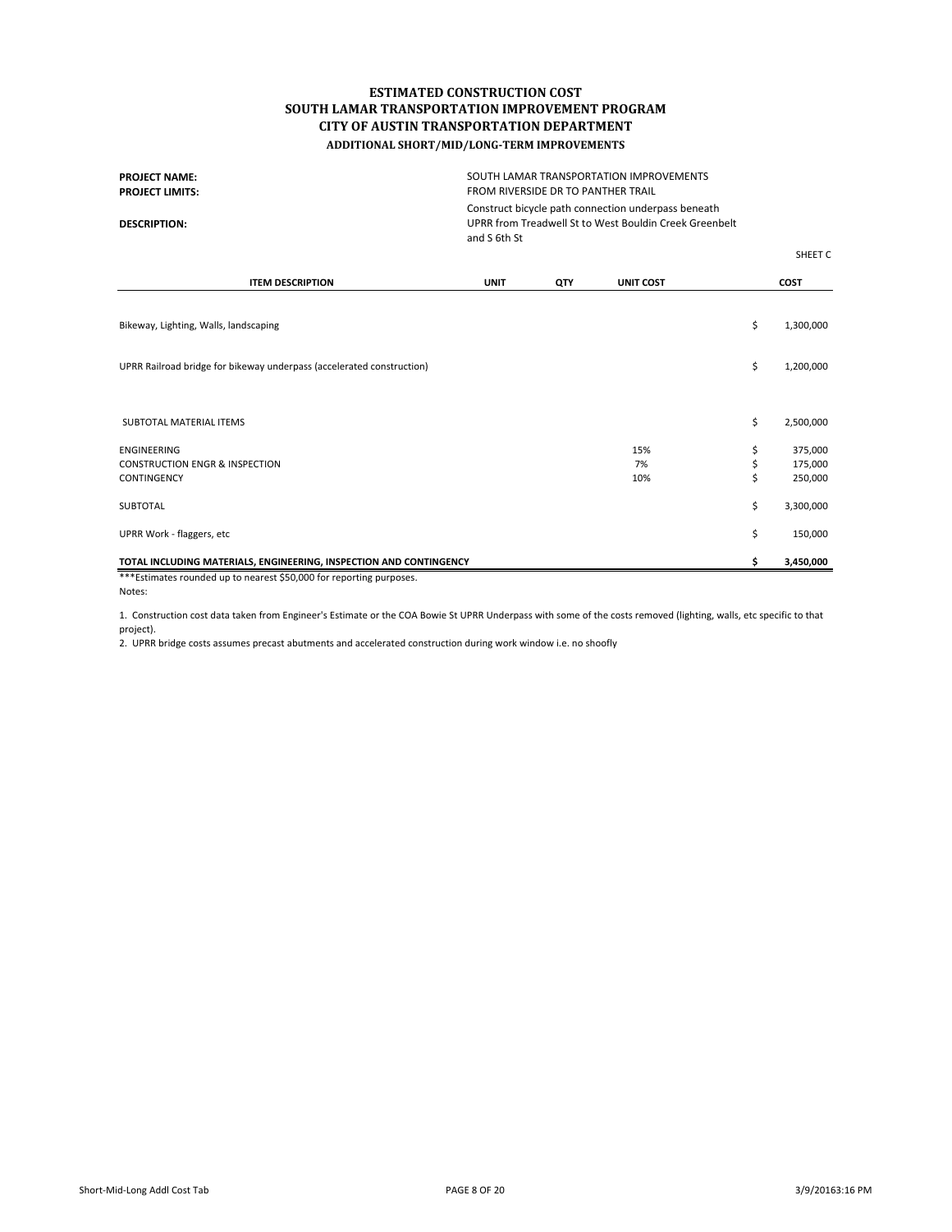# ESTIMATED CONSTRUCTION COST
## SOUTH LAMAR TRANSPORTATION IMPROVEMENT PROGRAM
## CITY OF AUSTIN TRANSPORTATION DEPARTMENT
### ADDITIONAL SHORT/MID/LONG-TERM IMPROVEMENTS

**PROJECT NAME:** SOUTH LAMAR TRANSPORTATION IMPROVEMENTS

**PROJECT LIMITS:** FROM RIVERSIDE DR TO PANTHER TRAIL

**DESCRIPTION:** Construct bicycle path connection underpass beneath UPRR from Treadwell St to West Bouldin Creek Greenbelt and S 6th St

SHEET C

| ITEM DESCRIPTION | UNIT | QTY | UNIT COST | COST |
|---|---|---|---|---|
| Bikeway, Lighting, Walls, landscaping | | | | $ 1,300,000 |
| UPRR Railroad bridge for bikeway underpass (accelerated construction) | | | | $ 1,200,000 |
| SUBTOTAL MATERIAL ITEMS | | | | $ 2,500,000 |
| ENGINEERING | | | 15% | $ 375,000 |
| CONSTRUCTION ENGR & INSPECTION | | | 7% | $ 175,000 |
| CONTINGENCY | | | 10% | $ 250,000 |
| SUBTOTAL | | | | $ 3,300,000 |
| UPRR Work - flaggers, etc | | | | $ 150,000 |
| **TOTAL INCLUDING MATERIALS, ENGINEERING, INSPECTION AND CONTINGENCY** | | | | **$ 3,450,000** |

***Estimates rounded up to nearest $50,000 for reporting purposes.

Notes:

1. Construction cost data taken from Engineer's Estimate or the COA Bowie St UPRR Underpass with some of the costs removed (lighting, walls, etc specific to that project).
2. UPRR bridge costs assumes precast abutments and accelerated construction during work window i.e. no shoofly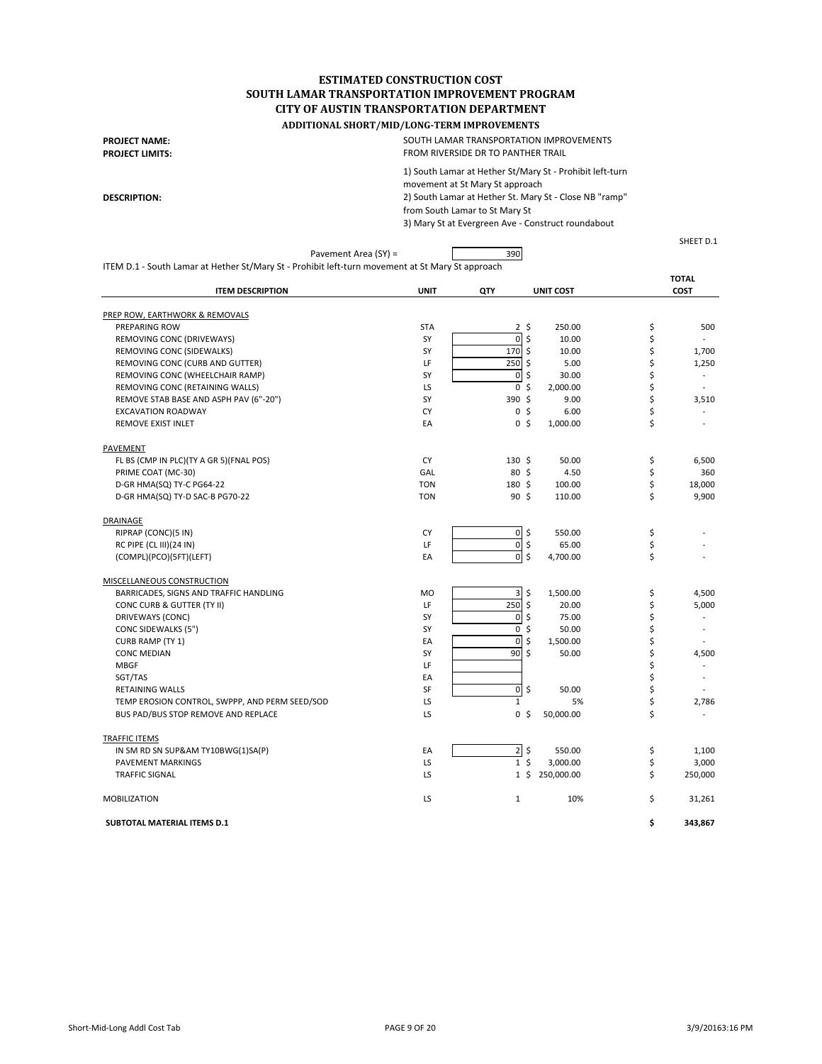# ESTIMATED CONSTRUCTION COST
# SOUTH LAMAR TRANSPORTATION IMPROVEMENT PROGRAM
# CITY OF AUSTIN TRANSPORTATION DEPARTMENT
## ADDITIONAL SHORT/MID/LONG-TERM IMPROVEMENTS

**PROJECT NAME:** SOUTH LAMAR TRANSPORTATION IMPROVEMENTS

**PROJECT LIMITS:** FROM RIVERSIDE DR TO PANTHER TRAIL

**DESCRIPTION:**
1) South Lamar at Hether St/Mary St - Prohibit left-turn movement at St Mary St approach
2) South Lamar at Hether St. Mary St - Close NB "ramp" from South Lamar to St Mary St
3) Mary St at Evergreen Ave - Construct roundabout

SHEET D.1

Pavement Area (SY) = 390

ITEM D.1 - South Lamar at Hether St/Mary St - Prohibit left-turn movement at St Mary St approach

| ITEM DESCRIPTION | UNIT | QTY | UNIT COST | TOTAL COST |
|---|---|---|---|---|
| **PREP ROW, EARTHWORK & REMOVALS** | | | | |
| PREPARING ROW | STA | 2 | $ 250.00 | $ 500 |
| REMOVING CONC (DRIVEWAYS) | SY | 0 | $ 10.00 | $ - |
| REMOVING CONC (SIDEWALKS) | SY | 170 | $ 10.00 | $ 1,700 |
| REMOVING CONC (CURB AND GUTTER) | LF | 250 | $ 5.00 | $ 1,250 |
| REMOVING CONC (WHEELCHAIR RAMP) | SY | 0 | $ 30.00 | $ - |
| REMOVING CONC (RETAINING WALLS) | LS | 0 | $ 2,000.00 | $ - |
| REMOVE STAB BASE AND ASPH PAV (6"-20") | SY | 390 | $ 9.00 | $ 3,510 |
| EXCAVATION ROADWAY | CY | 0 | $ 6.00 | $ - |
| REMOVE EXIST INLET | EA | 0 | $ 1,000.00 | $ - |
| **PAVEMENT** | | | | |
| FL BS (CMP IN PLC)(TY A GR 5)(FNAL POS) | CY | 130 | $ 50.00 | $ 6,500 |
| PRIME COAT (MC-30) | GAL | 80 | $ 4.50 | $ 360 |
| D-GR HMA(SQ) TY-C PG64-22 | TON | 180 | $ 100.00 | $ 18,000 |
| D-GR HMA(SQ) TY-D SAC-B PG70-22 | TON | 90 | $ 110.00 | $ 9,900 |
| **DRAINAGE** | | | | |
| RIPRAP (CONC)(5 IN) | CY | 0 | $ 550.00 | $ - |
| RC PIPE (CL III)(24 IN) | LF | 0 | $ 65.00 | $ - |
| (COMPL)(PCO)(5FT)(LEFT) | EA | 0 | $ 4,700.00 | $ - |
| **MISCELLANEOUS CONSTRUCTION** | | | | |
| BARRICADES, SIGNS AND TRAFFIC HANDLING | MO | 3 | $ 1,500.00 | $ 4,500 |
| CONC CURB & GUTTER (TY II) | LF | 250 | $ 20.00 | $ 5,000 |
| DRIVEWAYS (CONC) | SY | 0 | $ 75.00 | $ - |
| CONC SIDEWALKS (5") | SY | 0 | $ 50.00 | $ - |
| CURB RAMP (TY 1) | EA | 0 | $ 1,500.00 | $ - |
| CONC MEDIAN | SY | 90 | $ 50.00 | $ 4,500 |
| MBGF | LF | | | $ - |
| SGT/TAS | EA | | | $ - |
| RETAINING WALLS | SF | 0 | $ 50.00 | $ - |
| TEMP EROSION CONTROL, SWPPP, AND PERM SEED/SOD | LS | 1 | 5% | $ 2,786 |
| BUS PAD/BUS STOP REMOVE AND REPLACE | LS | 0 | $ 50,000.00 | $ - |
| **TRAFFIC ITEMS** | | | | |
| IN SM RD SN SUP&AM TY10BWG(1)SA(P) | EA | 2 | $ 550.00 | $ 1,100 |
| PAVEMENT MARKINGS | LS | 1 | $ 3,000.00 | $ 3,000 |
| TRAFFIC SIGNAL | LS | 1 | $ 250,000.00 | $ 250,000 |
| MOBILIZATION | LS | 1 | 10% | $ 31,261 |
| **SUBTOTAL MATERIAL ITEMS D.1** | | | | **$ 343,867** |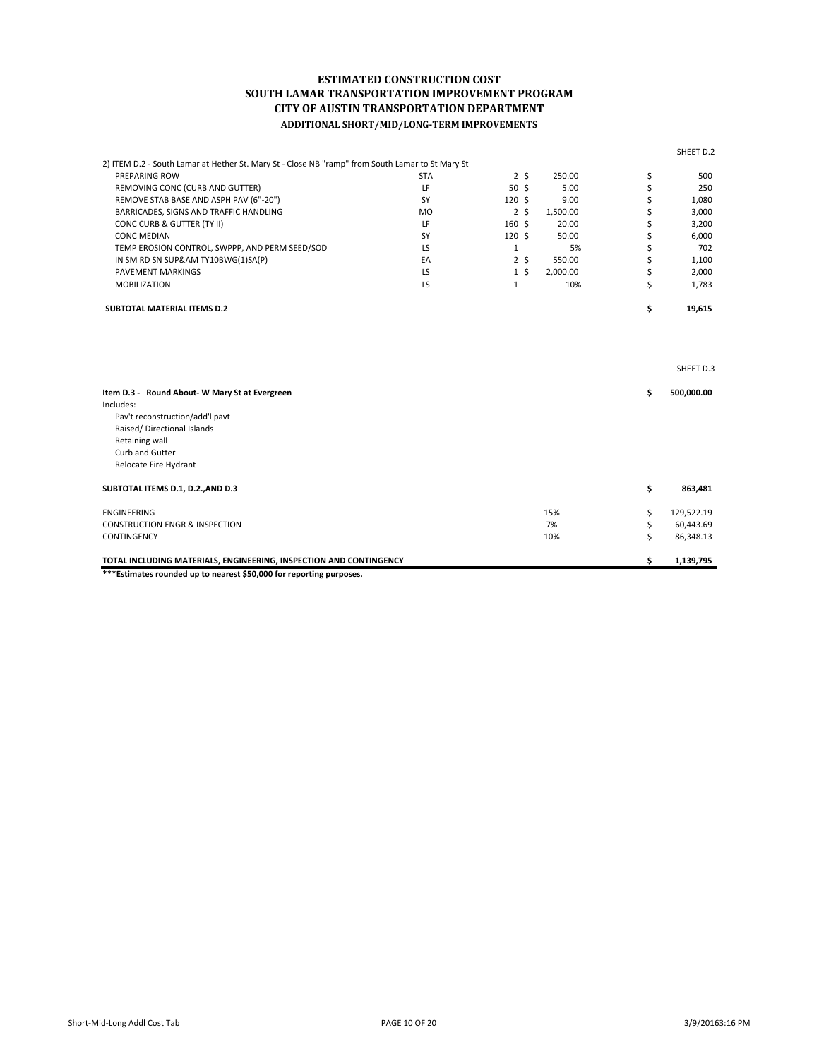# ESTIMATED CONSTRUCTION COST
## SOUTH LAMAR TRANSPORTATION IMPROVEMENT PROGRAM
## CITY OF AUSTIN TRANSPORTATION DEPARTMENT
### ADDITIONAL SHORT/MID/LONG-TERM IMPROVEMENTS

SHEET D.2

2) ITEM D.2 - South Lamar at Hether St. Mary St - Close NB "ramp" from South Lamar to St Mary St

| Item | Unit | Qty | Unit Price | Amount |
|---|---|---|---|---|
| PREPARING ROW | STA | 2 | $ 250.00 | $ 500 |
| REMOVING CONC (CURB AND GUTTER) | LF | 50 | $ 5.00 | $ 250 |
| REMOVE STAB BASE AND ASPH PAV (6"-20") | SY | 120 | $ 9.00 | $ 1,080 |
| BARRICADES, SIGNS AND TRAFFIC HANDLING | MO | 2 | $ 1,500.00 | $ 3,000 |
| CONC CURB & GUTTER (TY II) | LF | 160 | $ 20.00 | $ 3,200 |
| CONC MEDIAN | SY | 120 | $ 50.00 | $ 6,000 |
| TEMP EROSION CONTROL, SWPPP, AND PERM SEED/SOD | LS | 1 | 5% | $ 702 |
| IN SM RD SN SUP&AM TY10BWG(1)SA(P) | EA | 2 | $ 550.00 | $ 1,100 |
| PAVEMENT MARKINGS | LS | 1 | $ 2,000.00 | $ 2,000 |
| MOBILIZATION | LS | 1 | 10% | $ 1,783 |
| **SUBTOTAL MATERIAL ITEMS D.2** | | | | **$ 19,615** |

SHEET D.3

| Item | | Amount |
|---|---|---|
| **Item D.3 - Round About- W Mary St at Evergreen** | | **$ 500,000.00** |
| Includes: | | |
| Pav't reconstruction/add'l pavt | | |
| Raised/ Directional Islands | | |
| Retaining wall | | |
| Curb and Gutter | | |
| Relocate Fire Hydrant | | |
| **SUBTOTAL ITEMS D.1, D.2.,AND D.3** | | **$ 863,481** |
| ENGINEERING | 15% | $ 129,522.19 |
| CONSTRUCTION ENGR & INSPECTION | 7% | $ 60,443.69 |
| CONTINGENCY | 10% | $ 86,348.13 |
| **TOTAL INCLUDING MATERIALS, ENGINEERING, INSPECTION AND CONTINGENCY** | | **$ 1,139,795** |

**\*\*\*Estimates rounded up to nearest $50,000 for reporting purposes.**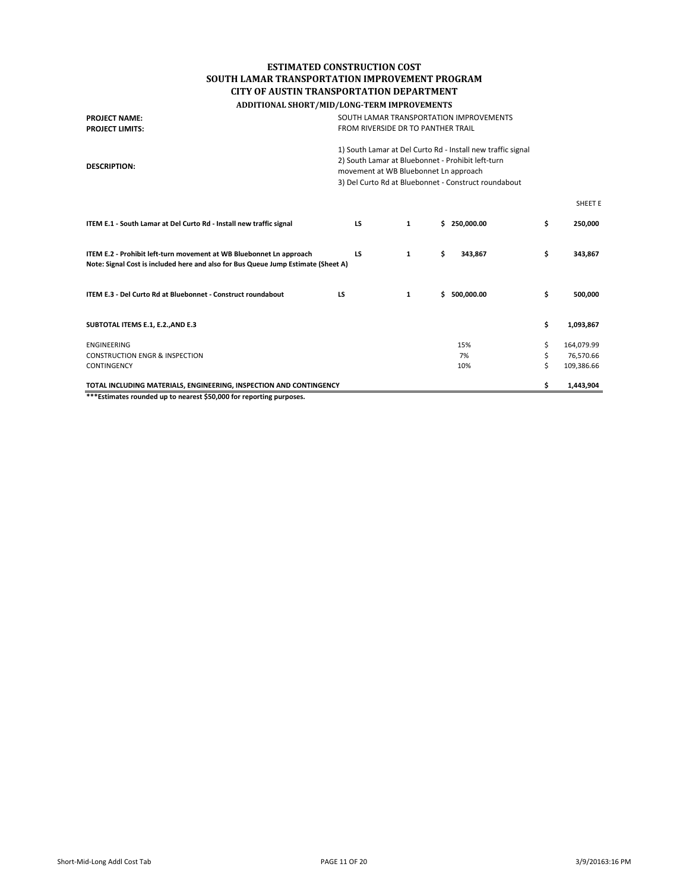# ESTIMATED CONSTRUCTION COST
## SOUTH LAMAR TRANSPORTATION IMPROVEMENT PROGRAM
## CITY OF AUSTIN TRANSPORTATION DEPARTMENT
### ADDITIONAL SHORT/MID/LONG-TERM IMPROVEMENTS

**PROJECT NAME:** SOUTH LAMAR TRANSPORTATION IMPROVEMENTS

**PROJECT LIMITS:** FROM RIVERSIDE DR TO PANTHER TRAIL

**DESCRIPTION:**
1) South Lamar at Del Curto Rd - Install new traffic signal
2) South Lamar at Bluebonnet - Prohibit left-turn movement at WB Bluebonnet Ln approach
3) Del Curto Rd at Bluebonnet - Construct roundabout

SHEET E

| Item | Unit | Qty | Unit Price | Amount |
|---|---|---|---|---|
| **ITEM E.1 - South Lamar at Del Curto Rd - Install new traffic signal** | **LS** | **1** | **$ 250,000.00** | **$ 250,000** |
| **ITEM E.2 - Prohibit left-turn movement at WB Bluebonnet Ln approach**<br>**Note: Signal Cost is included here and also for Bus Queue Jump Estimate (Sheet A)** | **LS** | **1** | **$ 343,867** | **$ 343,867** |
| **ITEM E.3 - Del Curto Rd at Bluebonnet - Construct roundabout** | **LS** | **1** | **$ 500,000.00** | **$ 500,000** |
| **SUBTOTAL ITEMS E.1, E.2.,AND E.3** | | | | **$ 1,093,867** |
| ENGINEERING | | | 15% | $ 164,079.99 |
| CONSTRUCTION ENGR & INSPECTION | | | 7% | $ 76,570.66 |
| CONTINGENCY | | | 10% | $ 109,386.66 |
| **TOTAL INCLUDING MATERIALS, ENGINEERING, INSPECTION AND CONTINGENCY** | | | | **$ 1,443,904** |

**\*\*\*Estimates rounded up to nearest $50,000 for reporting purposes.**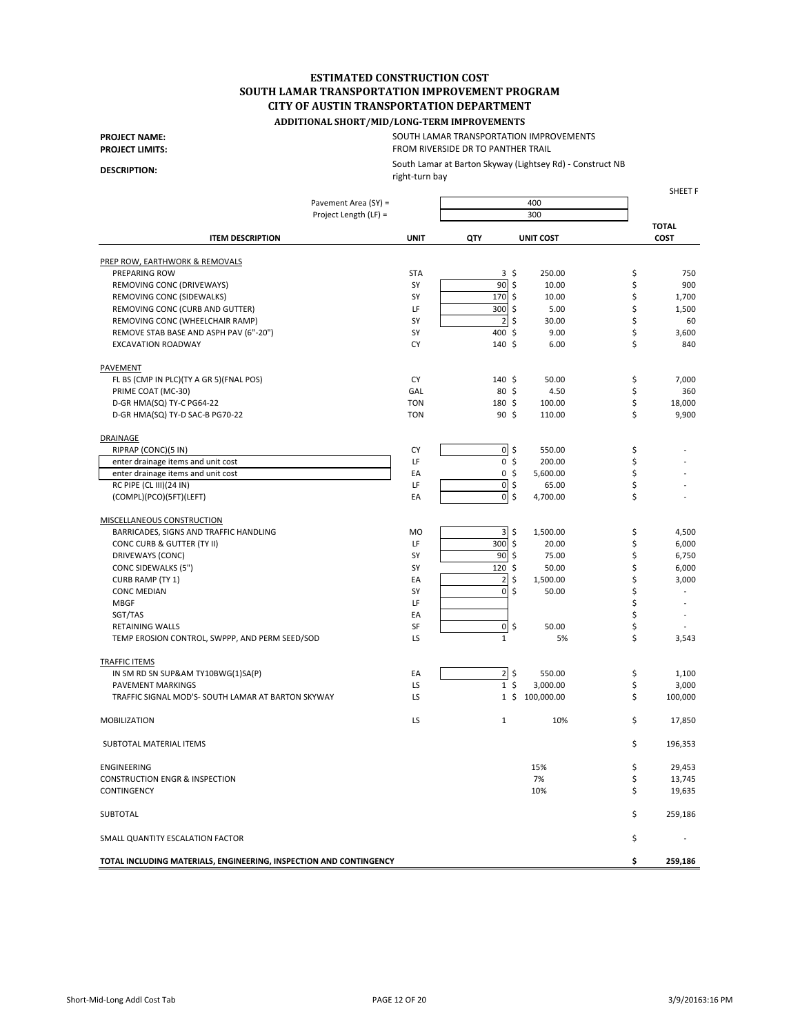# ESTIMATED CONSTRUCTION COST
## SOUTH LAMAR TRANSPORTATION IMPROVEMENT PROGRAM
## CITY OF AUSTIN TRANSPORTATION DEPARTMENT
### ADDITIONAL SHORT/MID/LONG-TERM IMPROVEMENTS

**PROJECT NAME:** SOUTH LAMAR TRANSPORTATION IMPROVEMENTS
**PROJECT LIMITS:** FROM RIVERSIDE DR TO PANTHER TRAIL
**DESCRIPTION:** South Lamar at Barton Skyway (Lightsey Rd) - Construct NB right-turn bay

SHEET F

Pavement Area (SY) = 400
Project Length (LF) = 300

| ITEM DESCRIPTION | UNIT | QTY | UNIT COST | TOTAL COST |
|---|---|---|---|---|
| **PREP ROW, EARTHWORK & REMOVALS** | | | | |
| PREPARING ROW | STA | 3 | $ 250.00 | $ 750 |
| REMOVING CONC (DRIVEWAYS) | SY | 90 | $ 10.00 | $ 900 |
| REMOVING CONC (SIDEWALKS) | SY | 170 | $ 10.00 | $ 1,700 |
| REMOVING CONC (CURB AND GUTTER) | LF | 300 | $ 5.00 | $ 1,500 |
| REMOVING CONC (WHEELCHAIR RAMP) | SY | 2 | $ 30.00 | $ 60 |
| REMOVE STAB BASE AND ASPH PAV (6"-20") | SY | 400 | $ 9.00 | $ 3,600 |
| EXCAVATION ROADWAY | CY | 140 | $ 6.00 | $ 840 |
| **PAVEMENT** | | | | |
| FL BS (CMP IN PLC)(TY A GR 5)(FNAL POS) | CY | 140 | $ 50.00 | $ 7,000 |
| PRIME COAT (MC-30) | GAL | 80 | $ 4.50 | $ 360 |
| D-GR HMA(SQ) TY-C PG64-22 | TON | 180 | $ 100.00 | $ 18,000 |
| D-GR HMA(SQ) TY-D SAC-B PG70-22 | TON | 90 | $ 110.00 | $ 9,900 |
| **DRAINAGE** | | | | |
| RIPRAP (CONC)(5 IN) | CY | 0 | $ 550.00 | $ - |
| enter drainage items and unit cost | LF | 0 | $ 200.00 | $ - |
| enter drainage items and unit cost | EA | 0 | $ 5,600.00 | $ - |
| RC PIPE (CL III)(24 IN) | LF | 0 | $ 65.00 | $ - |
| (COMPL)(PCO)(5FT)(LEFT) | EA | 0 | $ 4,700.00 | $ - |
| **MISCELLANEOUS CONSTRUCTION** | | | | |
| BARRICADES, SIGNS AND TRAFFIC HANDLING | MO | 3 | $ 1,500.00 | $ 4,500 |
| CONC CURB & GUTTER (TY II) | LF | 300 | $ 20.00 | $ 6,000 |
| DRIVEWAYS (CONC) | SY | 90 | $ 75.00 | $ 6,750 |
| CONC SIDEWALKS (5") | SY | 120 | $ 50.00 | $ 6,000 |
| CURB RAMP (TY 1) | EA | 2 | $ 1,500.00 | $ 3,000 |
| CONC MEDIAN | SY | 0 | $ 50.00 | $ - |
| MBGF | LF | | | $ - |
| SGT/TAS | EA | | | $ - |
| RETAINING WALLS | SF | 0 | $ 50.00 | $ - |
| TEMP EROSION CONTROL, SWPPP, AND PERM SEED/SOD | LS | 1 | 5% | $ 3,543 |
| **TRAFFIC ITEMS** | | | | |
| IN SM RD SN SUP&AM TY10BWG(1)SA(P) | EA | 2 | $ 550.00 | $ 1,100 |
| PAVEMENT MARKINGS | LS | 1 | $ 3,000.00 | $ 3,000 |
| TRAFFIC SIGNAL MOD'S- SOUTH LAMAR AT BARTON SKYWAY | LS | 1 | $ 100,000.00 | $ 100,000 |
| MOBILIZATION | LS | 1 | 10% | $ 17,850 |
| SUBTOTAL MATERIAL ITEMS | | | | $ 196,353 |
| ENGINEERING | | | 15% | $ 29,453 |
| CONSTRUCTION ENGR & INSPECTION | | | 7% | $ 13,745 |
| CONTINGENCY | | | 10% | $ 19,635 |
| SUBTOTAL | | | | $ 259,186 |
| SMALL QUANTITY ESCALATION FACTOR | | | | $ - |
| **TOTAL INCLUDING MATERIALS, ENGINEERING, INSPECTION AND CONTINGENCY** | | | | **$ 259,186** |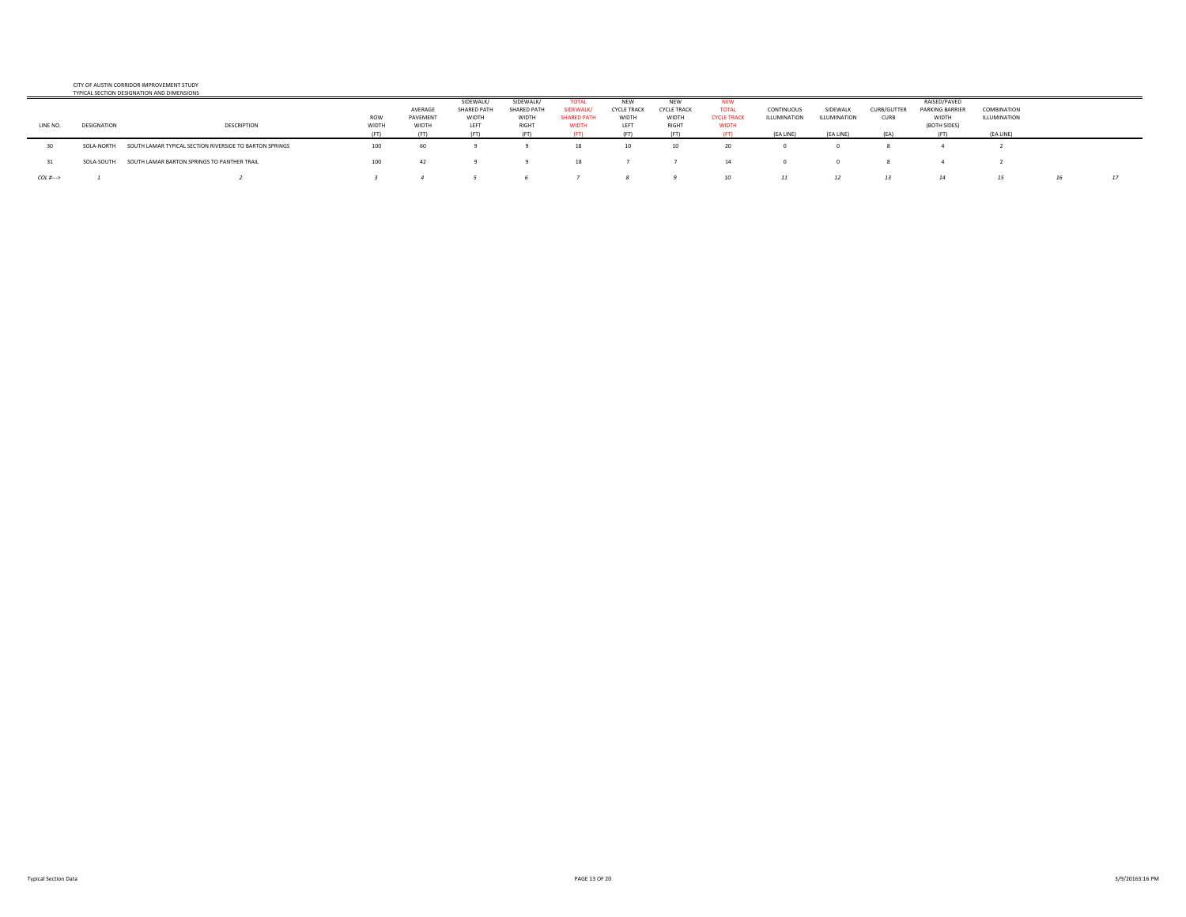CITY OF AUSTIN CORRIDOR IMPROVEMENT STUDY

TYPICAL SECTION DESIGNATION AND DIMENSIONS

| LINE NO. | DESIGNATION | DESCRIPTION | ROW WIDTH (FT) | AVERAGE PAVEMENT WIDTH (FT) | SIDEWALK/ SHARED PATH WIDTH LEFT (FT) | SIDEWALK/ SHARED PATH WIDTH RIGHT (FT) | TOTAL SIDEWALK/ SHARED PATH WIDTH (FT) | NEW CYCLE TRACK WIDTH LEFT (FT) | NEW CYCLE TRACK WIDTH RIGHT (FT) | NEW TOTAL CYCLE TRACK WIDTH (FT) | CONTINUOUS ILLUMINATION (EA LINE) | SIDEWALK ILLUMINATION (EA LINE) | CURB/GUTTER CURB (EA) | RAISED/PAVED PARKING BARRIER WIDTH (BOTH SIDES) (FT) | COMBINATION ILLUMINATION (EA LINE) | | |
|---|---|---|---|---|---|---|---|---|---|---|---|---|---|---|---|---|---|
| 30 | SOLA-NORTH | SOUTH LAMAR TYPICAL SECTION RIVERSIDE TO BARTON SPRINGS | 100 | 60 | 9 | 9 | 18 | 10 | 10 | 20 | 0 | 0 | 8 | 4 | 2 | | |
| 31 | SOLA-SOUTH | SOUTH LAMAR BARTON SPRINGS TO PANTHER TRAIL | 100 | 42 | 9 | 9 | 18 | 7 | 7 | 14 | 0 | 0 | 8 | 4 | 2 | | |
| *COL #--->* | *1* | *2* | *3* | *4* | *5* | *6* | *7* | *8* | *9* | *10* | *11* | *12* | *13* | *14* | *15* | *16* | *17* |

Typical Section Data

3/9/2016 3:16 PM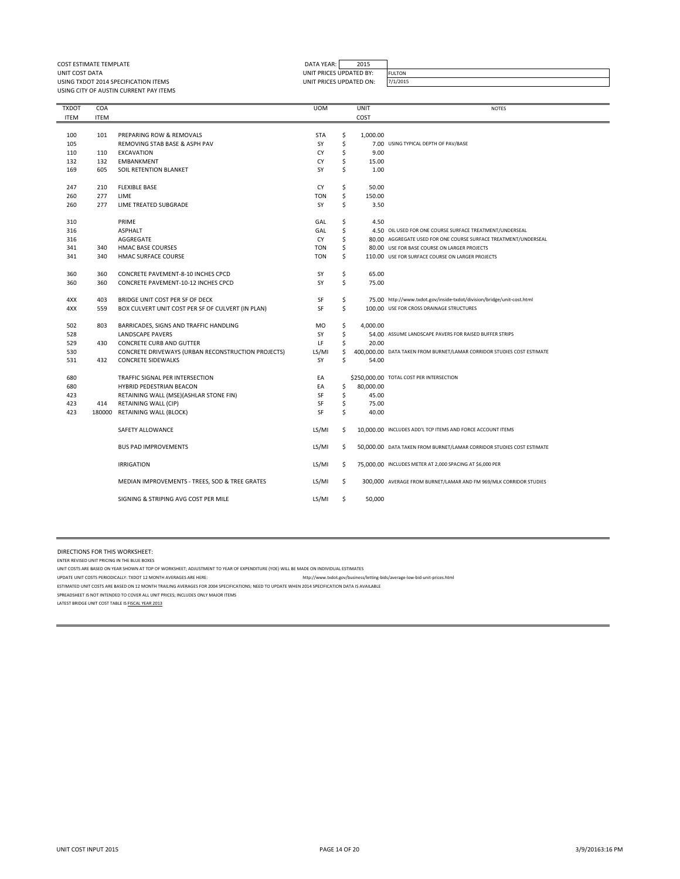COST ESTIMATE TEMPLATE
UNIT COST DATA
USING TXDOT 2014 SPECIFICATION ITEMS
USING CITY OF AUSTIN CURRENT PAY ITEMS

DATA YEAR: 2015
UNIT PRICES UPDATED BY: FULTON
UNIT PRICES UPDATED ON: 7/1/2015

| TXDOT ITEM | COA ITEM | | UOM | UNIT COST | NOTES |
|---|---|---|---|---|---|
| 100 | 101 | PREPARING ROW & REMOVALS | STA | $ 1,000.00 | |
| 105 | | REMOVING STAB BASE & ASPH PAV | SY | $ 7.00 | USING TYPICAL DEPTH OF PAV/BASE |
| 110 | 110 | EXCAVATION | CY | $ 9.00 | |
| 132 | 132 | EMBANKMENT | CY | $ 15.00 | |
| 169 | 605 | SOIL RETENTION BLANKET | SY | $ 1.00 | |
| 247 | 210 | FLEXIBLE BASE | CY | $ 50.00 | |
| 260 | 277 | LIME | TON | $ 150.00 | |
| 260 | 277 | LIME TREATED SUBGRADE | SY | $ 3.50 | |
| 310 | | PRIME | GAL | $ 4.50 | |
| 316 | | ASPHALT | GAL | $ 4.50 | OIL USED FOR ONE COURSE SURFACE TREATMENT/UNDERSEAL |
| 316 | | AGGREGATE | CY | $ 80.00 | AGGREGATE USED FOR ONE COURSE SURFACE TREATMENT/UNDERSEAL |
| 341 | 340 | HMAC BASE COURSES | TON | $ 80.00 | USE FOR BASE COURSE ON LARGER PROJECTS |
| 341 | 340 | HMAC SURFACE COURSE | TON | $ 110.00 | USE FOR SURFACE COURSE ON LARGER PROJECTS |
| 360 | 360 | CONCRETE PAVEMENT-8-10 INCHES CPCD | SY | $ 65.00 | |
| 360 | 360 | CONCRETE PAVEMENT-10-12 INCHES CPCD | SY | $ 75.00 | |
| 4XX | 403 | BRIDGE UNIT COST PER SF OF DECK | SF | $ 75.00 | http://www.txdot.gov/inside-txdot/division/bridge/unit-cost.html |
| 4XX | 559 | BOX CULVERT UNIT COST PER SF OF CULVERT (IN PLAN) | SF | $ 100.00 | USE FOR CROSS DRAINAGE STRUCTURES |
| 502 | 803 | BARRICADES, SIGNS AND TRAFFIC HANDLING | MO | $ 4,000.00 | |
| 528 | | LANDSCAPE PAVERS | SY | $ 54.00 | ASSUME LANDSCAPE PAVERS FOR RAISED BUFFER STRIPS |
| 529 | 430 | CONCRETE CURB AND GUTTER | LF | $ 20.00 | |
| 530 | | CONCRETE DRIVEWAYS (URBAN RECONSTRUCTION PROJECTS) | LS/MI | $ 400,000.00 | DATA TAKEN FROM BURNET/LAMAR CORRIDOR STUDIES COST ESTIMATE |
| 531 | 432 | CONCRETE SIDEWALKS | SY | $ 54.00 | |
| 680 | | TRAFFIC SIGNAL PER INTERSECTION | EA | $250,000.00 | TOTAL COST PER INTERSECTION |
| 680 | | HYBRID PEDESTRIAN BEACON | EA | $ 80,000.00 | |
| 423 | | RETAINING WALL (MSE)(ASHLAR STONE FIN) | SF | $ 45.00 | |
| 423 | 414 | RETAINING WALL (CIP) | SF | $ 75.00 | |
| 423 | 180000 | RETAINING WALL (BLOCK) | SF | $ 40.00 | |
| | | SAFETY ALLOWANCE | LS/MI | $ 10,000.00 | INCLUDES ADD'L TCP ITEMS AND FORCE ACCOUNT ITEMS |
| | | BUS PAD IMPROVEMENTS | LS/MI | $ 50,000.00 | DATA TAKEN FROM BURNET/LAMAR CORRIDOR STUDIES COST ESTIMATE |
| | | IRRIGATION | LS/MI | $ 75,000.00 | INCLUDES METER AT 2,000 SPACING AT $6,000 PER |
| | | MEDIAN IMPROVEMENTS - TREES, SOD & TREE GRATES | LS/MI | $ 300,000 | AVERAGE FROM BURNET/LAMAR AND FM 969/MLK CORRIDOR STUDIES |
| | | SIGNING & STRIPING AVG COST PER MILE | LS/MI | $ 50,000 | |

DIRECTIONS FOR THIS WORKSHEET:

ENTER REVISED UNIT PRICING IN THE BLUE BOXES

UNIT COSTS ARE BASED ON YEAR SHOWN AT TOP OF WORKSHEET; ADJUSTMENT TO YEAR OF EXPENDITURE (YOE) WILL BE MADE ON INDIVIDUAL ESTIMATES

UPDATE UNIT COSTS PERIODICALLY: TXDOT 12 MONTH AVERAGES ARE HERE: http://www.txdot.gov/business/letting-bids/average-low-bid-unit-prices.html

ESTIMATED UNIT COSTS ARE BASED ON 12 MONTH TRAILING AVERAGES FOR 2004 SPECIFICATIONS; NEED TO UPDATE WHEN 2014 SPECIFICATION DATA IS AVAILABLE

SPREADSHEET IS NOT INTENDED TO COVER ALL UNIT PRICES; INCLUDES ONLY MAJOR ITEMS

LATEST BRIDGE UNIT COST TABLE IS FISCAL YEAR 2013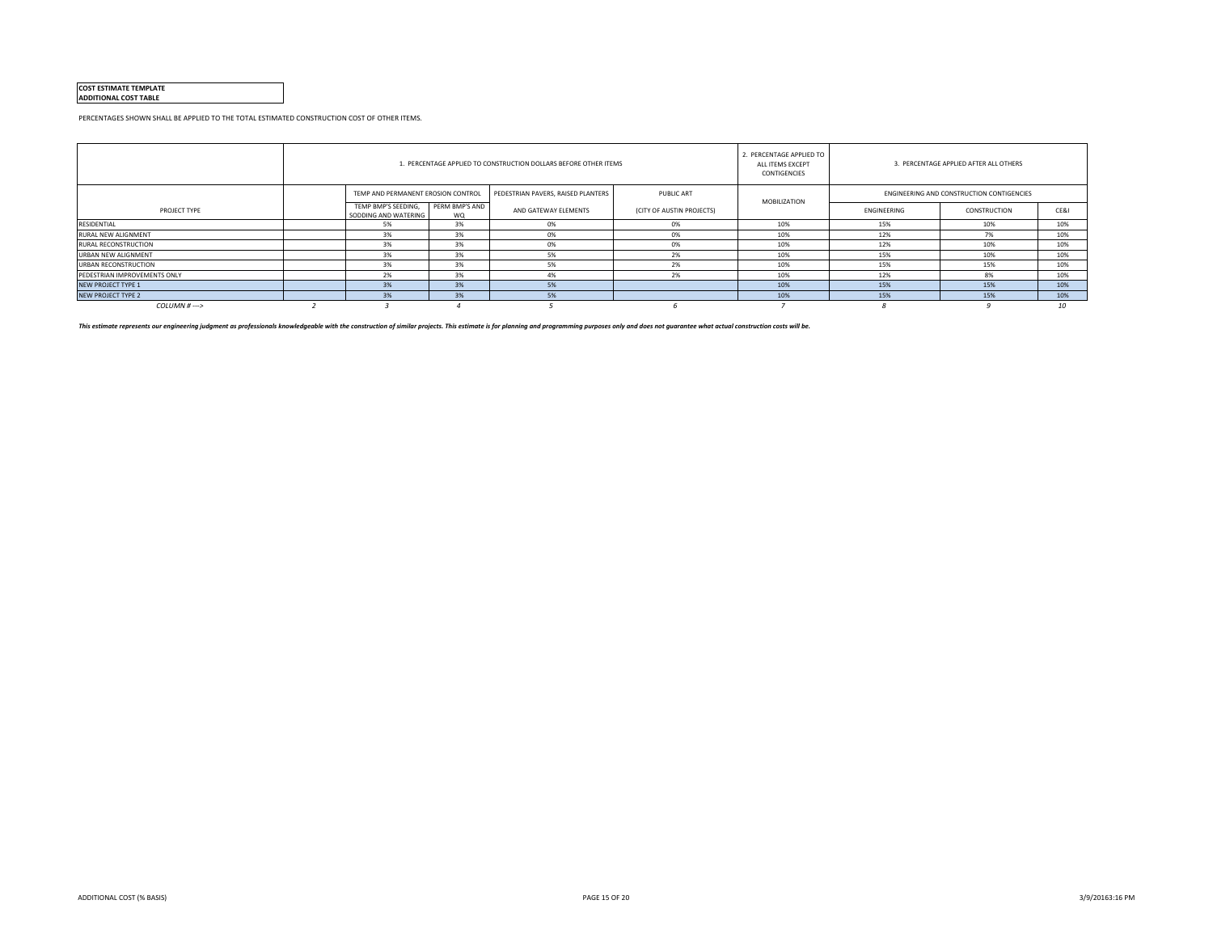**COST ESTIMATE TEMPLATE**
**ADDITIONAL COST TABLE**

PERCENTAGES SHOWN SHALL BE APPLIED TO THE TOTAL ESTIMATED CONSTRUCTION COST OF OTHER ITEMS.

| | | 1. PERCENTAGE APPLIED TO CONSTRUCTION DOLLARS BEFORE OTHER ITEMS | | | | 2. PERCENTAGE APPLIED TO ALL ITEMS EXCEPT CONTIGENCIES | 3. PERCENTAGE APPLIED AFTER ALL OTHERS | | |
|---|---|---|---|---|---|---|---|---|---|
| | | TEMP AND PERMANENT EROSION CONTROL | | PEDESTRIAN PAVERS, RAISED PLANTERS | PUBLIC ART | MOBILIZATION | ENGINEERING AND CONSTRUCTION CONTIGENCIES | | |
| PROJECT TYPE | | TEMP BMP'S SEEDING, SODDING AND WATERING | PERM BMP'S AND WQ | AND GATEWAY ELEMENTS | (CITY OF AUSTIN PROJECTS) | | ENGINEERING | CONSTRUCTION | CE&I |
| RESIDENTIAL | | 5% | 3% | 0% | 0% | 10% | 15% | 10% | 10% |
| RURAL NEW ALIGNMENT | | 3% | 3% | 0% | 0% | 10% | 12% | 7% | 10% |
| RURAL RECONSTRUCTION | | 3% | 3% | 0% | 0% | 10% | 12% | 10% | 10% |
| URBAN NEW ALIGNMENT | | 3% | 3% | 5% | 2% | 10% | 15% | 10% | 10% |
| URBAN RECONSTRUCTION | | 3% | 3% | 5% | 2% | 10% | 15% | 15% | 10% |
| PEDESTRIAN IMPROVEMENTS ONLY | | 2% | 3% | 4% | 2% | 10% | 12% | 8% | 10% |
| NEW PROJECT TYPE 1 | | 3% | 3% | 5% | | 10% | 15% | 15% | 10% |
| NEW PROJECT TYPE 2 | | 3% | 3% | 5% | | 10% | 15% | 15% | 10% |
| *COLUMN # --->* | *2* | *3* | *4* | *5* | *6* | *7* | *8* | *9* | *10* |

***This estimate represents our engineering judgment as professionals knowledgeable with the construction of similar projects. This estimate is for planning and programming purposes only and does not guarantee what actual construction costs will be.***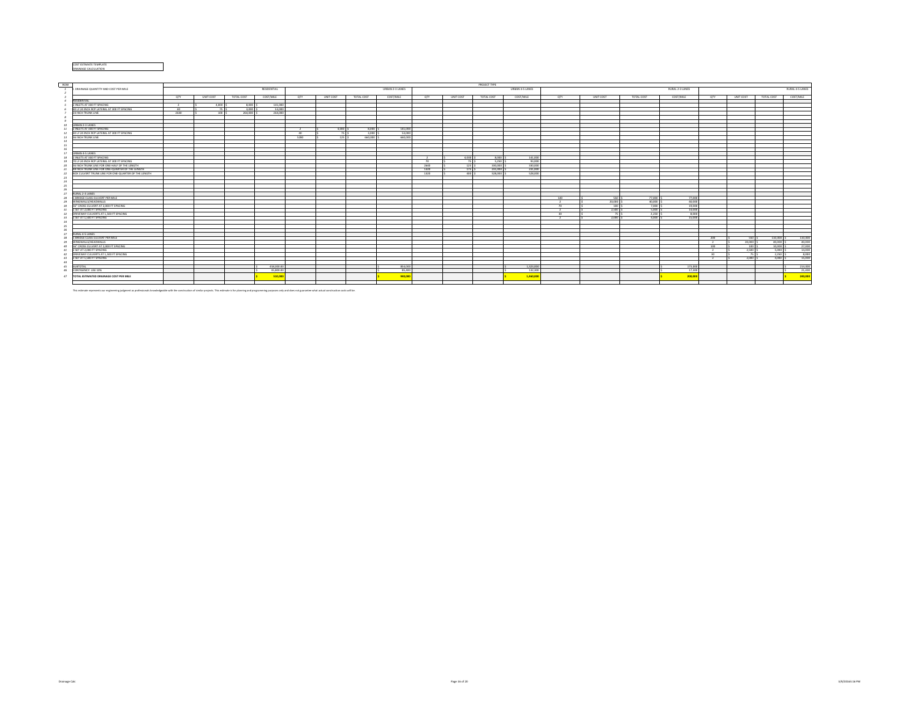COST ESTIMATE TEMPLATE
DRAINAGE CALCULATION

| ROW | | PROJECT TYPE | | | | | | | | | | | | | | | | | | | |
|---|---|---|---|---|---|---|---|---|---|---|---|---|---|---|---|---|---|---|---|---|---|
| 1 | DRAINAGE QUANTITY AND COST PER MILE | | | | RESIDENTIAL | | | | URBAN 2-3 LANES | | | | URBAN 4-5 LANES | | | | RURAL 2-3 LANES | | | | RURAL 4-5 LANES |
| 2 | | | | | | | | | | | | | | | | | | | | | |
| 3 | | QTY | UNIT COST | TOTAL COST | COST/MILE | QTY | UNIT COST | TOTAL COST | COST/MILE | QTY | UNIT COST | TOTAL COST | COST/MILE | QTY | UNIT COST | TOTAL COST | COST/MILE | QTY | UNIT COST | TOTAL COST | COST/MILE |
| 4 | RESIDENTIAL | | | | | | | | | | | | | | | | | | | | |
| 5 | 2 INLETS AT 300 FT SPACING | 2 | $ 4,000 | $ 8,000 | $ 141,000 | | | | | | | | | | | | | | | | |
| 6 | 40 LF 24-INCH RCP LATERAL AT 300 FT SPACING | 40 | $ 75 | $ 3,000 | $ 53,000 | | | | | | | | | | | | | | | | |
| 7 | 24-INCH TRUNK LINE | 2640 | $ 100 | $ 264,000 | $ 264,000 | | | | | | | | | | | | | | | | |
| 8 | | | | | | | | | | | | | | | | | | | | | |
| 9 | | | | | | | | | | | | | | | | | | | | | |
| 10 | URBAN 2-3 LANES | | | | | | | | | | | | | | | | | | | | |
| 11 | 2 INLETS AT 300 FT SPACING | | | | | 2 | $ 4,000 | $ 8,000 | $ 141,000 | | | | | | | | | | | | |
| 12 | 40 LF 24-INCH RCP LATERAL AT 300 FT SPACING | | | | | 40 | $ 75 | $ 3,000 | $ 53,000 | | | | | | | | | | | | |
| 13 | 36-INCH TRUNK LINE | | | | | 5280 | $ 125 | $ 660,000 | $ 660,000 | | | | | | | | | | | | |
| 14 | | | | | | | | | | | | | | | | | | | | | |
| 15 | | | | | | | | | | | | | | | | | | | | | |
| 16 | | | | | | | | | | | | | | | | | | | | | |
| 17 | URBAN 4-5 LANES | | | | | | | | | | | | | | | | | | | | |
| 18 | 2 INLETS AT 300 FT SPACING | | | | | | | | | 2 | $ 4,000 | $ 8,000 | $ 141,000 | | | | | | | | |
| 19 | 70 LF 24-INCH RCP LATERAL AT 300 FT SPACING | | | | | | | | | 70 | $ 75 | $ 5,250 | $ 93,000 | | | | | | | | |
| 20 | 36-INCH TRUNK LINE FOR ONE-HALF OF THE LENGTH | | | | | | | | | 2640 | $ 125 | $ 330,000 | $ 330,000 | | | | | | | | |
| 21 | 48-INCH TRUNK LINE FOR ONE-QUARTER OF THE LENGTH | | | | | | | | | 1320 | $ 175 | $ 231,000 | $ 231,000 | | | | | | | | |
| 22 | BOX CULVERT TRUNK LINE FOR ONE-QUARTER OF THE LENGTH | | | | | | | | | 1320 | $ 400 | $ 528,000 | $ 528,000 | | | | | | | | |
| 23 | | | | | | | | | | | | | | | | | | | | | |
| 24 | | | | | | | | | | | | | | | | | | | | | |
| 25 | | | | | | | | | | | | | | | | | | | | | |
| 26 | | | | | | | | | | | | | | | | | | | | | |
| 27 | RURAL 2-3 LANES | | | | | | | | | | | | | | | | | | | | |
| 28 | 1 BRIDGE CLASS CULVERT PER MILE | | | | | | | | | | | | | 140 | $ 550 | $ 77,000 | $ 77,000 | | | | |
| 29 | WINGWALLS/HEADWALLS | | | | | | | | | | | | | 2 | $ 20,000 | $ 40,000 | $ 40,000 | | | | |
| 30 | 36" CROSS CULVERT AT 2,000 FT SPACING | | | | | | | | | | | | | 70 | $ 100 | $ 7,000 | $ 19,000 | | | | |
| 31 | 2 SET AT 2,000 FT SPACING | | | | | | | | | | | | | 2 | $ 2,500 | $ 5,000 | $ 14,000 | | | | |
| 32 | DRIVEWAY CULVERTS AT 1,500 FT SPACING | | | | | | | | | | | | | 30 | $ 75 | $ 2,250 | $ 8,000 | | | | |
| 33 | 2 SET AT 1,500 FT SPACING | | | | | | | | | | | | | 2 | $ 2,000 | $ 4,000 | $ 15,000 | | | | |
| 34 | | | | | | | | | | | | | | | | | | | | | |
| 35 | | | | | | | | | | | | | | | | | | | | | |
| 36 | | | | | | | | | | | | | | | | | | | | | |
| 37 | RURAL 4-5 LANES | | | | | | | | | | | | | | | | | | | | |
| 38 | 1 BRIDGE CLASS CULVERT PER MILE | | | | | | | | | | | | | | | | | 200 | $ 550 | $ 110,000 | $ 110,000 |
| 39 | WINGWALLS/HEADWALLS | | | | | | | | | | | | | | | | | 2 | $ 20,000 | $ 40,000 | $ 40,000 |
| 40 | 36" CROSS CULVERT AT 2,000 FT SPACING | | | | | | | | | | | | | | | | | 100 | $ 100 | $ 10,000 | $ 27,000 |
| 41 | 2 SET AT 2,000 FT SPACING | | | | | | | | | | | | | | | | | 2 | $ 2,500 | $ 5,000 | $ 14,000 |
| 42 | DRIVEWAY CULVERTS AT 1,500 FT SPACING | | | | | | | | | | | | | | | | | 30 | $ 75 | $ 2,250 | $ 8,000 |
| 43 | 2 SET AT 1,500 FT SPACING | | | | | | | | | | | | | | | | | 2 | $ 2,000 | $ 4,000 | $ 15,000 |
| 44 | | | | | | | | | | | | | | | | | | | | | |
| 45 | SUBTOTAL | | | | $ 458,000.00 | | | | $ 854,000 | | | | $ 1,323,000 | | | | $ 173,000 | | | | $ 214,000 |
| 46 | CONTINGENCY: USE 10% | | | | $ 45,800.00 | | | | $ 85,400 | | | | $ 132,300 | | | | $ 17,300 | | | | $ 21,400 |
| 47 | TOTAL ESTIMATED DRAINAGE COST PER MILE | | | | $ 510,000 | | | | $ 940,000 | | | | $ 1,460,000 | | | | $ 200,000 | | | | $ 240,000 |

This estimate represents our engineering judgment as professionals knowledgeable with the construction of similar projects. This estimate is for planning and programming purposes only and does not guarantee what actual construction costs will be.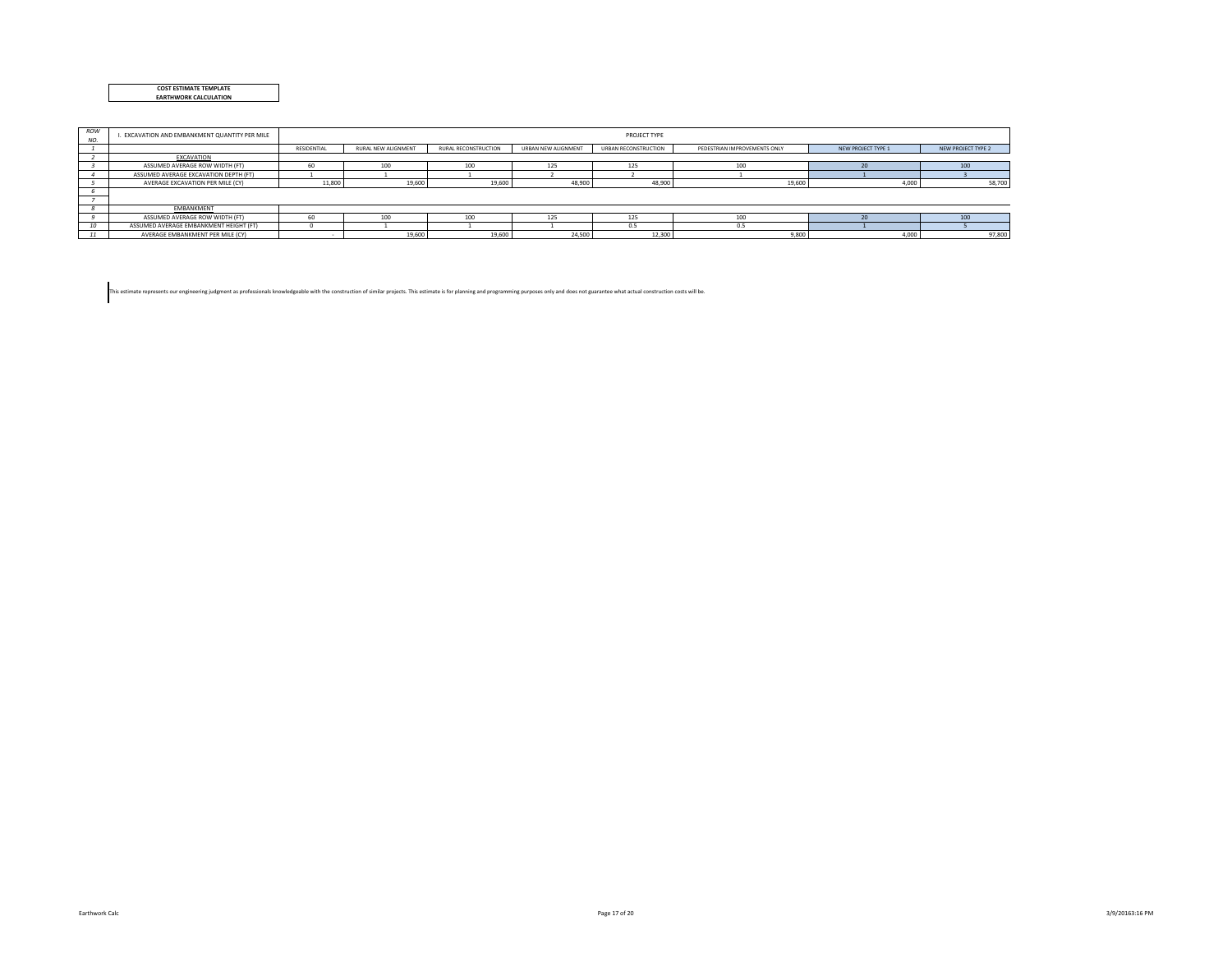**COST ESTIMATE TEMPLATE**
**EARTHWORK CALCULATION**

| ROW NO. | I. EXCAVATION AND EMBANKMENT QUANTITY PER MILE | PROJECT TYPE | | | | | | | |
|---|---|---|---|---|---|---|---|---|---|
| 1 | | RESIDENTIAL | RURAL NEW ALIGNMENT | RURAL RECONSTRUCTION | URBAN NEW ALIGNMENT | URBAN RECONSTRUCTION | PEDESTRIAN IMPROVEMENTS ONLY | NEW PROJECT TYPE 1 | NEW PROJECT TYPE 2 |
| 2 | EXCAVATION | | | | | | | | |
| 3 | ASSUMED AVERAGE ROW WIDTH (FT) | 60 | 100 | 100 | 125 | 125 | 100 | 20 | 100 |
| 4 | ASSUMED AVERAGE EXCAVATION DEPTH (FT) | 1 | 1 | 1 | 2 | 2 | 1 | 1 | 3 |
| 5 | AVERAGE EXCAVATION PER MILE (CY) | 11,800 | 19,600 | 19,600 | 48,900 | 48,900 | 19,600 | 4,000 | 58,700 |
| 6 | | | | | | | | | |
| 7 | | | | | | | | | |
| 8 | EMBANKMENT | | | | | | | | |
| 9 | ASSUMED AVERAGE ROW WIDTH (FT) | 60 | 100 | 100 | 125 | 125 | 100 | 20 | 100 |
| 10 | ASSUMED AVERAGE EMBANKMENT HEIGHT (FT) | 0 | 1 | 1 | 1 | 0.5 | 0.5 | 1 | 5 |
| 11 | AVERAGE EMBANKMENT PER MILE (CY) | - | 19,600 | 19,600 | 24,500 | 12,300 | 9,800 | 4,000 | 97,800 |

This estimate represents our engineering judgment as professionals knowledgeable with the construction of similar projects. This estimate is for planning and programming purposes only and does not guarantee what actual construction costs will be.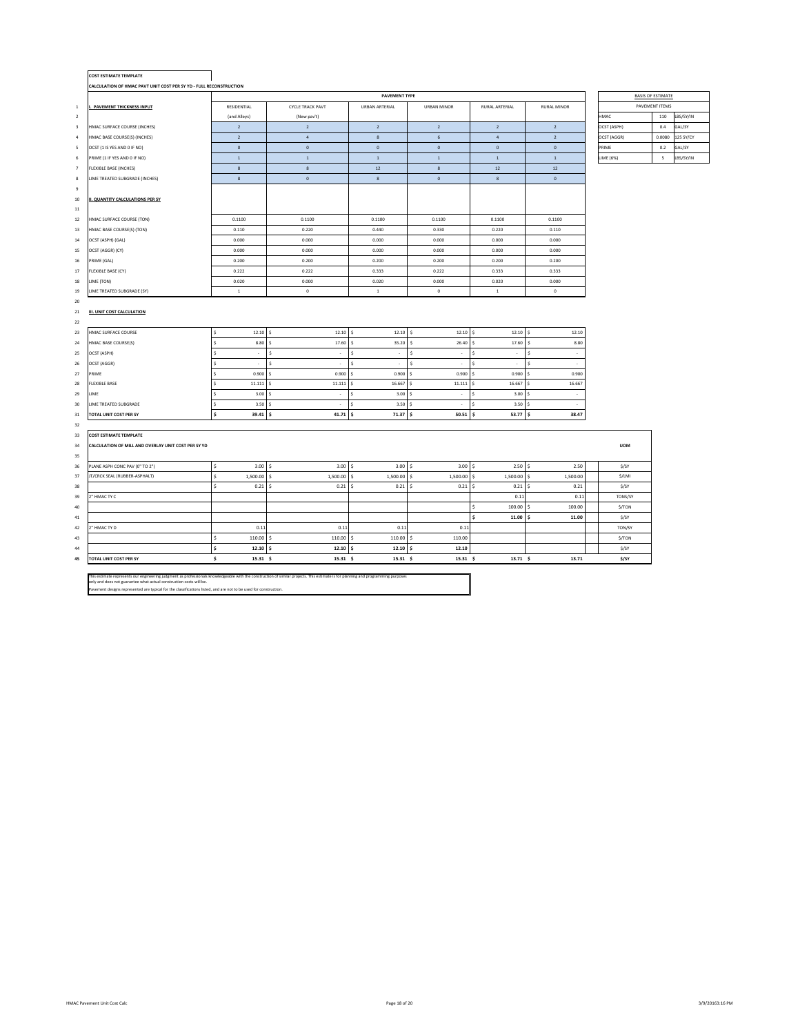**COST ESTIMATE TEMPLATE**

**CALCULATION OF HMAC PAVT UNIT COST PER SY YD - FULL RECONSTRUCTION**

| # | | PAVEMENT TYPE | | | | | |
|---|---|---|---|---|---|---|---|
| 1 | I. PAVEMENT THICKNESS INPUT | RESIDENTIAL | CYCLE TRACK PAVT | URBAN ARTERIAL | URBAN MINOR | RURAL ARTERIAL | RURAL MINOR |
| 2 | | (and Alleys) | (New pav't) | | | | |
| 3 | HMAC SURFACE COURSE (INCHES) | 2 | 2 | 2 | 2 | 2 | 2 |
| 4 | HMAC BASE COURSE(S) (INCHES) | 2 | 4 | 8 | 6 | 4 | 2 |
| 5 | OCST (1 IS YES AND 0 IF NO) | 0 | 0 | 0 | 0 | 0 | 0 |
| 6 | PRIME (1 IF YES AND 0 IF NO) | 1 | 1 | 1 | 1 | 1 | 1 |
| 7 | FLEXIBLE BASE (INCHES) | 8 | 8 | 12 | 8 | 12 | 12 |
| 8 | LIME TREATED SUBGRADE (INCHES) | 8 | 0 | 8 | 0 | 8 | 0 |
| 9 | | | | | | | |
| 10 | II. QUANTITY CALCULATIONS PER SY | | | | | | |
| 11 | | | | | | | |
| 12 | HMAC SURFACE COURSE (TON) | 0.1100 | 0.1100 | 0.1100 | 0.1100 | 0.1100 | 0.1100 |
| 13 | HMAC BASE COURSE(S) (TON) | 0.110 | 0.220 | 0.440 | 0.330 | 0.220 | 0.110 |
| 14 | OCST (ASPH) (GAL) | 0.000 | 0.000 | 0.000 | 0.000 | 0.000 | 0.000 |
| 15 | OCST (AGGR) (CY) | 0.000 | 0.000 | 0.000 | 0.000 | 0.000 | 0.000 |
| 16 | PRIME (GAL) | 0.200 | 0.200 | 0.200 | 0.200 | 0.200 | 0.200 |
| 17 | FLEXIBLE BASE (CY) | 0.222 | 0.222 | 0.333 | 0.222 | 0.333 | 0.333 |
| 18 | LIME (TON) | 0.020 | 0.000 | 0.020 | 0.000 | 0.020 | 0.000 |
| 19 | LIME TREATED SUBGRADE (SY) | 1 | 0 | 1 | 0 | 1 | 0 |
| 20 | | | | | | | |
| 21 | III. UNIT COST CALCULATION | | | | | | |
| 22 | | | | | | | |
| 23 | HMAC SURFACE COURSE | $ 12.10 | $ 12.10 | $ 12.10 | $ 12.10 | $ 12.10 | $ 12.10 |
| 24 | HMAC BASE COURSE(S) | $ 8.80 | $ 17.60 | $ 35.20 | $ 26.40 | $ 17.60 | $ 8.80 |
| 25 | OCST (ASPH) | $ - | $ - | $ - | $ - | $ - | $ - |
| 26 | OCST (AGGR) | $ - | $ - | $ - | $ - | $ - | $ - |
| 27 | PRIME | $ 0.900 | $ 0.900 | $ 0.900 | $ 0.900 | $ 0.900 | $ 0.900 |
| 28 | FLEXIBLE BASE | $ 11.111 | $ 11.111 | $ 16.667 | $ 11.111 | $ 16.667 | $ 16.667 |
| 29 | LIME | $ 3.00 | $ - | $ 3.00 | $ - | $ 3.00 | $ - |
| 30 | LIME TREATED SUBGRADE | $ 3.50 | $ - | $ 3.50 | $ - | $ 3.50 | $ - |
| 31 | **TOTAL UNIT COST PER SY** | **$ 39.41** | **$ 41.71** | **$ 71.37** | **$ 50.51** | **$ 53.77** | **$ 38.47** |

| BASIS OF ESTIMATE | | |
|---|---|---|
| PAVEMENT ITEMS | | |
| HMAC | 110 | LBS/SY/IN |
| OCST (ASPH) | 0.4 | GAL/SY |
| OCST (AGGR) | 0.0080 | 125 SY/CY |
| PRIME | 0.2 | GAL/SY |
| LIME (6%) | 5 | LBS/SY/IN |

**COST ESTIMATE TEMPLATE**

**CALCULATION OF MILL AND OVERLAY UNIT COST PER SY YD**

| # | | | | | | | | UOM |
|---|---|---|---|---|---|---|---|---|
| 36 | PLANE ASPH CONC PAV (0" TO 2") | $ 3.00 | $ 3.00 | $ 3.00 | $ 3.00 | $ 2.50 | $ 2.50 | $/SY |
| 37 | JT/CRCK SEAL (RUBBER-ASPHALT) | $ 1,500.00 | $ 1,500.00 | $ 1,500.00 | $ 1,500.00 | $ 1,500.00 | $ 1,500.00 | $/LMI |
| 38 | | $ 0.21 | $ 0.21 | $ 0.21 | $ 0.21 | $ 0.21 | $ 0.21 | $/SY |
| 39 | 2" HMAC TY C | | | | | 0.11 | 0.11 | TONS/SY |
| 40 | | | | | | $ 100.00 | $ 100.00 | $/TON |
| 41 | | | | | | **$ 11.00** | **$ 11.00** | $/SY |
| 42 | 2" HMAC TY D | 0.11 | 0.11 | 0.11 | 0.11 | | | TON/SY |
| 43 | | $ 110.00 | $ 110.00 | $ 110.00 | 110.00 | | | $/TON |
| 44 | | **$ 12.10** | **$ 12.10** | **$ 12.10** | **$ 12.10** | | | $/SY |
| 45 | **TOTAL UNIT COST PER SY** | **$ 15.31** | **$ 15.31** | **$ 15.31** | **$ 15.31** | **$ 13.71** | **$ 13.71** | **$/SY** |

This estimate represents our engineering judgment as professionals knowledgeable with the construction of similar projects. This estimate is for planning and programming purposes only and does not guarantee what actual construction costs will be.
Pavement designs represented are typical for the classifications listed, and are not to be used for construction.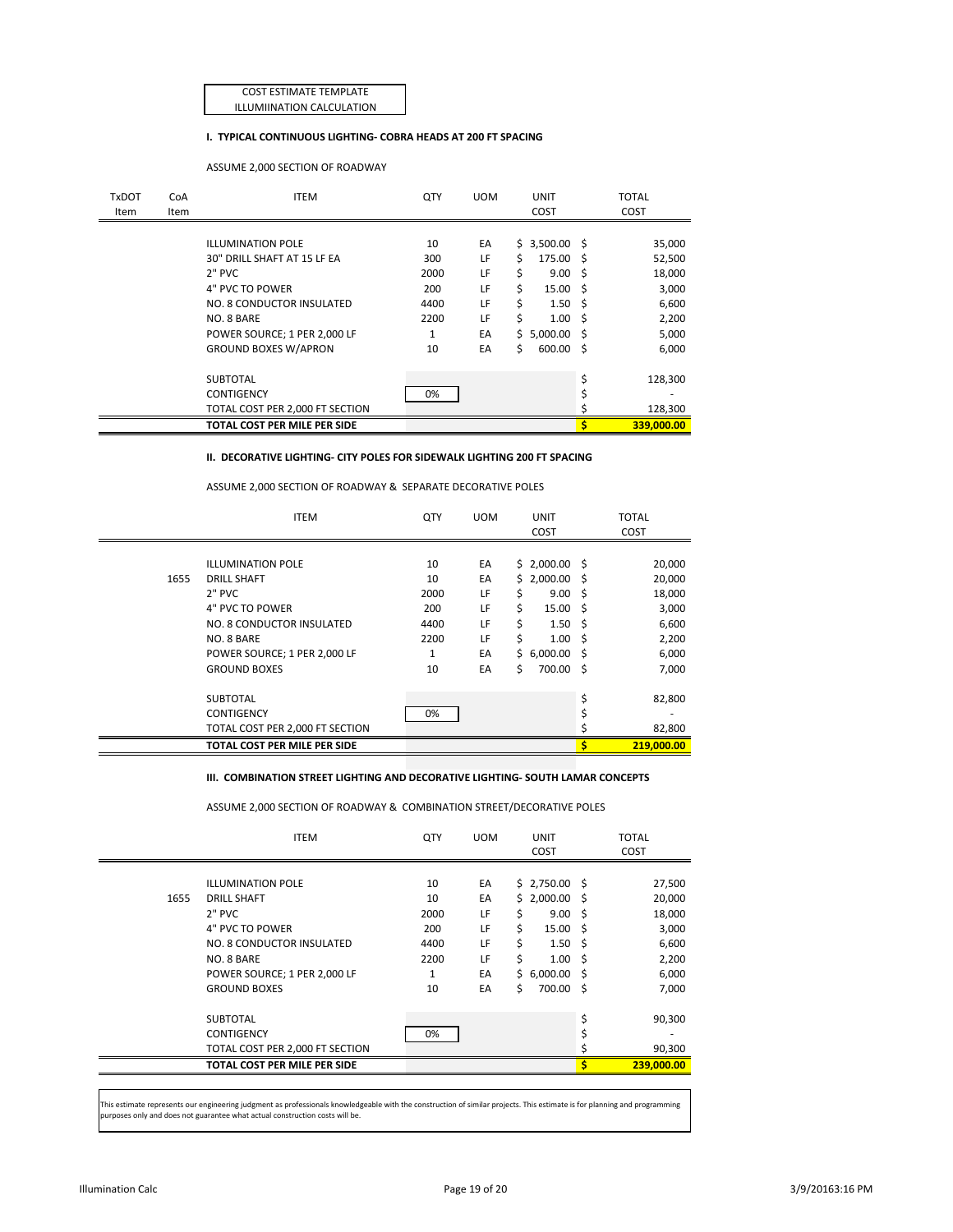COST ESTIMATE TEMPLATE
ILLUMIINATION CALCULATION

### I. TYPICAL CONTINUOUS LIGHTING- COBRA HEADS AT 200 FT SPACING

ASSUME 2,000 SECTION OF ROADWAY

| TxDOT Item | CoA Item | ITEM | QTY | UOM | UNIT COST | TOTAL COST |
|---|---|---|---|---|---|---|
| | | ILLUMINATION POLE | 10 | EA | $ 3,500.00 | $ 35,000 |
| | | 30" DRILL SHAFT AT 15 LF EA | 300 | LF | $ 175.00 | $ 52,500 |
| | | 2" PVC | 2000 | LF | $ 9.00 | $ 18,000 |
| | | 4" PVC TO POWER | 200 | LF | $ 15.00 | $ 3,000 |
| | | NO. 8 CONDUCTOR INSULATED | 4400 | LF | $ 1.50 | $ 6,600 |
| | | NO. 8 BARE | 2200 | LF | $ 1.00 | $ 2,200 |
| | | POWER SOURCE; 1 PER 2,000 LF | 1 | EA | $ 5,000.00 | $ 5,000 |
| | | GROUND BOXES W/APRON | 10 | EA | $ 600.00 | $ 6,000 |
| | | SUBTOTAL | | | | $ 128,300 |
| | | CONTIGENCY | 0% | | | $ - |
| | | TOTAL COST PER 2,000 FT SECTION | | | | $ 128,300 |
| | | **TOTAL COST PER MILE PER SIDE** | | | | **$ 339,000.00** |

### II. DECORATIVE LIGHTING- CITY POLES FOR SIDEWALK LIGHTING 200 FT SPACING

ASSUME 2,000 SECTION OF ROADWAY & SEPARATE DECORATIVE POLES

| CoA Item | ITEM | QTY | UOM | UNIT COST | TOTAL COST |
|---|---|---|---|---|---|
| | ILLUMINATION POLE | 10 | EA | $ 2,000.00 | $ 20,000 |
| 1655 | DRILL SHAFT | 10 | EA | $ 2,000.00 | $ 20,000 |
| | 2" PVC | 2000 | LF | $ 9.00 | $ 18,000 |
| | 4" PVC TO POWER | 200 | LF | $ 15.00 | $ 3,000 |
| | NO. 8 CONDUCTOR INSULATED | 4400 | LF | $ 1.50 | $ 6,600 |
| | NO. 8 BARE | 2200 | LF | $ 1.00 | $ 2,200 |
| | POWER SOURCE; 1 PER 2,000 LF | 1 | EA | $ 6,000.00 | $ 6,000 |
| | GROUND BOXES | 10 | EA | $ 700.00 | $ 7,000 |
| | SUBTOTAL | | | | $ 82,800 |
| | CONTIGENCY | 0% | | | $ - |
| | TOTAL COST PER 2,000 FT SECTION | | | | $ 82,800 |
| | **TOTAL COST PER MILE PER SIDE** | | | | **$ 219,000.00** |

### III. COMBINATION STREET LIGHTING AND DECORATIVE LIGHTING- SOUTH LAMAR CONCEPTS

ASSUME 2,000 SECTION OF ROADWAY & COMBINATION STREET/DECORATIVE POLES

| CoA Item | ITEM | QTY | UOM | UNIT COST | TOTAL COST |
|---|---|---|---|---|---|
| | ILLUMINATION POLE | 10 | EA | $ 2,750.00 | $ 27,500 |
| 1655 | DRILL SHAFT | 10 | EA | $ 2,000.00 | $ 20,000 |
| | 2" PVC | 2000 | LF | $ 9.00 | $ 18,000 |
| | 4" PVC TO POWER | 200 | LF | $ 15.00 | $ 3,000 |
| | NO. 8 CONDUCTOR INSULATED | 4400 | LF | $ 1.50 | $ 6,600 |
| | NO. 8 BARE | 2200 | LF | $ 1.00 | $ 2,200 |
| | POWER SOURCE; 1 PER 2,000 LF | 1 | EA | $ 6,000.00 | $ 6,000 |
| | GROUND BOXES | 10 | EA | $ 700.00 | $ 7,000 |
| | SUBTOTAL | | | | $ 90,300 |
| | CONTIGENCY | 0% | | | $ - |
| | TOTAL COST PER 2,000 FT SECTION | | | | $ 90,300 |
| | **TOTAL COST PER MILE PER SIDE** | | | | **$ 239,000.00** |

This estimate represents our engineering judgment as professionals knowledgeable with the construction of similar projects. This estimate is for planning and programming purposes only and does not guarantee what actual construction costs will be.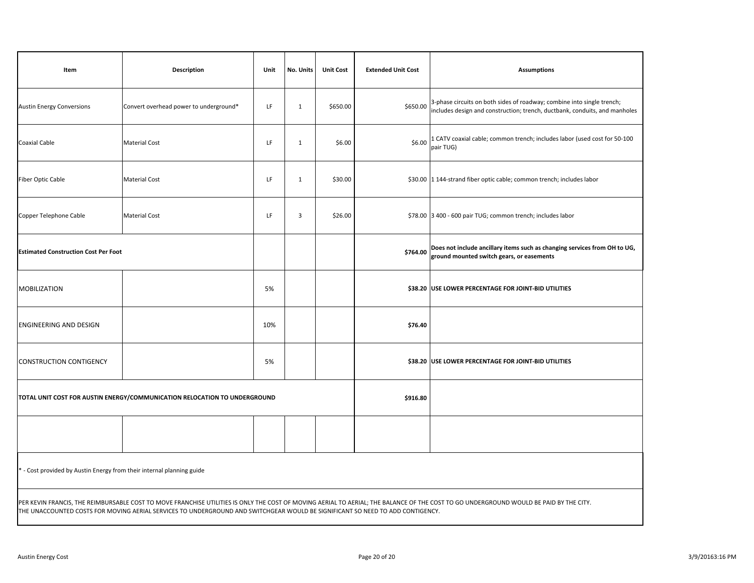| Item | Description | Unit | No. Units | Unit Cost | Extended Unit Cost | Assumptions |
|---|---|---|---|---|---|---|
| Austin Energy Conversions | Convert overhead power to underground* | LF | 1 | $650.00 | $650.00 | 3-phase circuits on both sides of roadway; combine into single trench; includes design and construction; trench, ductbank, conduits, and manholes |
| Coaxial Cable | Material Cost | LF | 1 | $6.00 | $6.00 | 1 CATV coaxial cable; common trench; includes labor (used cost for 50-100 pair TUG) |
| Fiber Optic Cable | Material Cost | LF | 1 | $30.00 | $30.00 | 1 144-strand fiber optic cable; common trench; includes labor |
| Copper Telephone Cable | Material Cost | LF | 3 | $26.00 | $78.00 | 3 400 - 600 pair TUG; common trench; includes labor |
| **Estimated Construction Cost Per Foot** | | | | | **$764.00** | **Does not include ancillary items such as changing services from OH to UG, ground mounted switch gears, or easements** |
| MOBILIZATION | | 5% | | | **$38.20** | **USE LOWER PERCENTAGE FOR JOINT-BID UTILITIES** |
| ENGINEERING AND DESIGN | | 10% | | | **$76.40** | |
| CONSTRUCTION CONTIGENCY | | 5% | | | **$38.20** | **USE LOWER PERCENTAGE FOR JOINT-BID UTILITIES** |
| **TOTAL UNIT COST FOR AUSTIN ENERGY/COMMUNICATION RELOCATION TO UNDERGROUND** | | | | | **$916.80** | |
| | | | | | | |

\* - Cost provided by Austin Energy from their internal planning guide

PER KEVIN FRANCIS, THE REIMBURSABLE COST TO MOVE FRANCHISE UTILITIES IS ONLY THE COST OF MOVING AERIAL TO AERIAL; THE BALANCE OF THE COST TO GO UNDERGROUND WOULD BE PAID BY THE CITY.
THE UNACCOUNTED COSTS FOR MOVING AERIAL SERVICES TO UNDERGROUND AND SWITCHGEAR WOULD BE SIGNIFICANT SO NEED TO ADD CONTIGENCY.